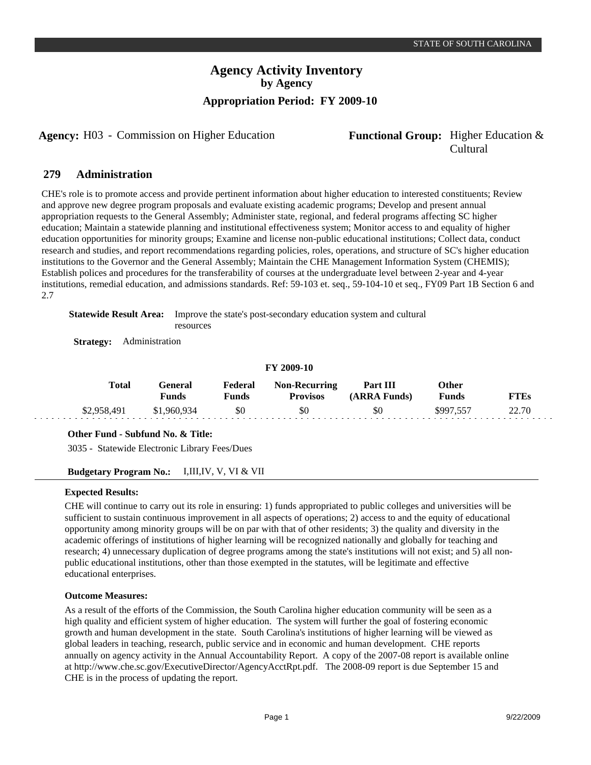# Agency Activity Inventory
## by Agency
### Appropriation Period: FY 2009-10

**Agency:** H03 - Commission on Higher Education

**Functional Group:** Higher Education & Cultural

## 279 Administration

CHE's role is to promote access and provide pertinent information about higher education to interested constituents; Review and approve new degree program proposals and evaluate existing academic programs; Develop and present annual appropriation requests to the General Assembly; Administer state, regional, and federal programs affecting SC higher education; Maintain a statewide planning and institutional effectiveness system; Monitor access to and equality of higher education opportunities for minority groups; Examine and license non-public educational institutions; Collect data, conduct research and studies, and report recommendations regarding policies, roles, operations, and structure of SC's higher education institutions to the Governor and the General Assembly; Maintain the CHE Management Information System (CHEMIS); Establish polices and procedures for the transferability of courses at the undergraduate level between 2-year and 4-year institutions, remedial education, and admissions standards. Ref: 59-103 et. seq., 59-104-10 et seq., FY09 Part 1B Section 6 and 2.7

**Statewide Result Area:** Improve the state's post-secondary education system and cultural resources

**Strategy:** Administration

**FY 2009-10**

| Total | General Funds | Federal Funds | Non-Recurring Provisos | Part III (ARRA Funds) | Other Funds | FTEs |
|---|---|---|---|---|---|---|
| $2,958,491 | $1,960,934 | $0 | $0 | $0 | $997,557 | 22.70 |

**Other Fund - Subfund No. & Title:**

3035 - Statewide Electronic Library Fees/Dues

**Budgetary Program No.:** I,III,IV, V, VI & VII

**Expected Results:**

CHE will continue to carry out its role in ensuring: 1) funds appropriated to public colleges and universities will be sufficient to sustain continuous improvement in all aspects of operations; 2) access to and the equity of educational opportunity among minority groups will be on par with that of other residents; 3) the quality and diversity in the academic offerings of institutions of higher learning will be recognized nationally and globally for teaching and research; 4) unnecessary duplication of degree programs among the state's institutions will not exist; and 5) all non-public educational institutions, other than those exempted in the statutes, will be legitimate and effective educational enterprises.

**Outcome Measures:**

As a result of the efforts of the Commission, the South Carolina higher education community will be seen as a high quality and efficient system of higher education. The system will further the goal of fostering economic growth and human development in the state. South Carolina's institutions of higher learning will be viewed as global leaders in teaching, research, public service and in economic and human development. CHE reports annually on agency activity in the Annual Accountability Report. A copy of the 2007-08 report is available online at http://www.che.sc.gov/ExecutiveDirector/AgencyAcctRpt.pdf. The 2008-09 report is due September 15 and CHE is in the process of updating the report.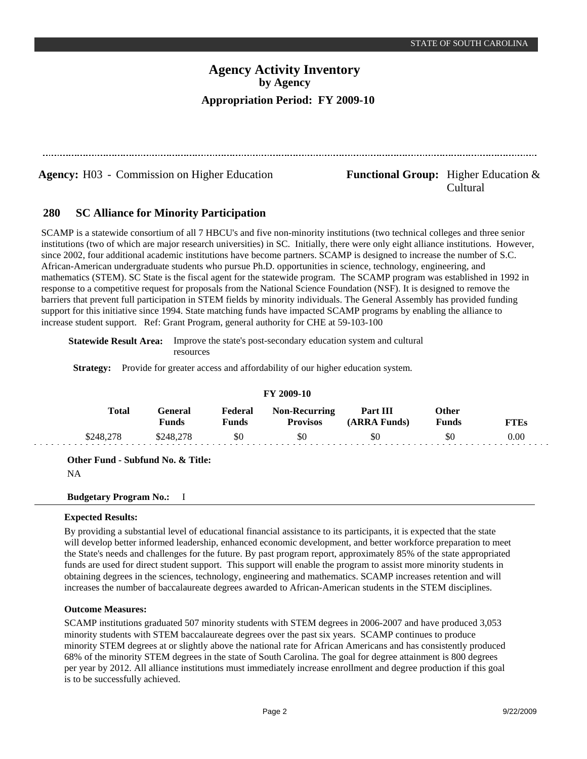# Agency Activity Inventory
## by Agency
### Appropriation Period: FY 2009-10

**Agency:** H03 - Commission on Higher Education

**Functional Group:** Higher Education & Cultural

## 280 SC Alliance for Minority Participation

SCAMP is a statewide consortium of all 7 HBCU's and five non-minority institutions (two technical colleges and three senior institutions (two of which are major research universities) in SC. Initially, there were only eight alliance institutions. However, since 2002, four additional academic institutions have become partners. SCAMP is designed to increase the number of S.C. African-American undergraduate students who pursue Ph.D. opportunities in science, technology, engineering, and mathematics (STEM). SC State is the fiscal agent for the statewide program. The SCAMP program was established in 1992 in response to a competitive request for proposals from the National Science Foundation (NSF). It is designed to remove the barriers that prevent full participation in STEM fields by minority individuals. The General Assembly has provided funding support for this initiative since 1994. State matching funds have impacted SCAMP programs by enabling the alliance to increase student support. Ref: Grant Program, general authority for CHE at 59-103-100

**Statewide Result Area:** Improve the state's post-secondary education system and cultural resources

**Strategy:** Provide for greater access and affordability of our higher education system.

**FY 2009-10**

| Total | General Funds | Federal Funds | Non-Recurring Provisos | Part III (ARRA Funds) | Other Funds | FTEs |
|---|---|---|---|---|---|---|
| $248,278 | $248,278 | $0 | $0 | $0 | $0 | 0.00 |

**Other Fund - Subfund No. & Title:**

NA

**Budgetary Program No.:** I

**Expected Results:**

By providing a substantial level of educational financial assistance to its participants, it is expected that the state will develop better informed leadership, enhanced economic development, and better workforce preparation to meet the State's needs and challenges for the future. By past program report, approximately 85% of the state appropriated funds are used for direct student support. This support will enable the program to assist more minority students in obtaining degrees in the sciences, technology, engineering and mathematics. SCAMP increases retention and will increases the number of baccalaureate degrees awarded to African-American students in the STEM disciplines.

**Outcome Measures:**

SCAMP institutions graduated 507 minority students with STEM degrees in 2006-2007 and have produced 3,053 minority students with STEM baccalaureate degrees over the past six years. SCAMP continues to produce minority STEM degrees at or slightly above the national rate for African Americans and has consistently produced 68% of the minority STEM degrees in the state of South Carolina. The goal for degree attainment is 800 degrees per year by 2012. All alliance institutions must immediately increase enrollment and degree production if this goal is to be successfully achieved.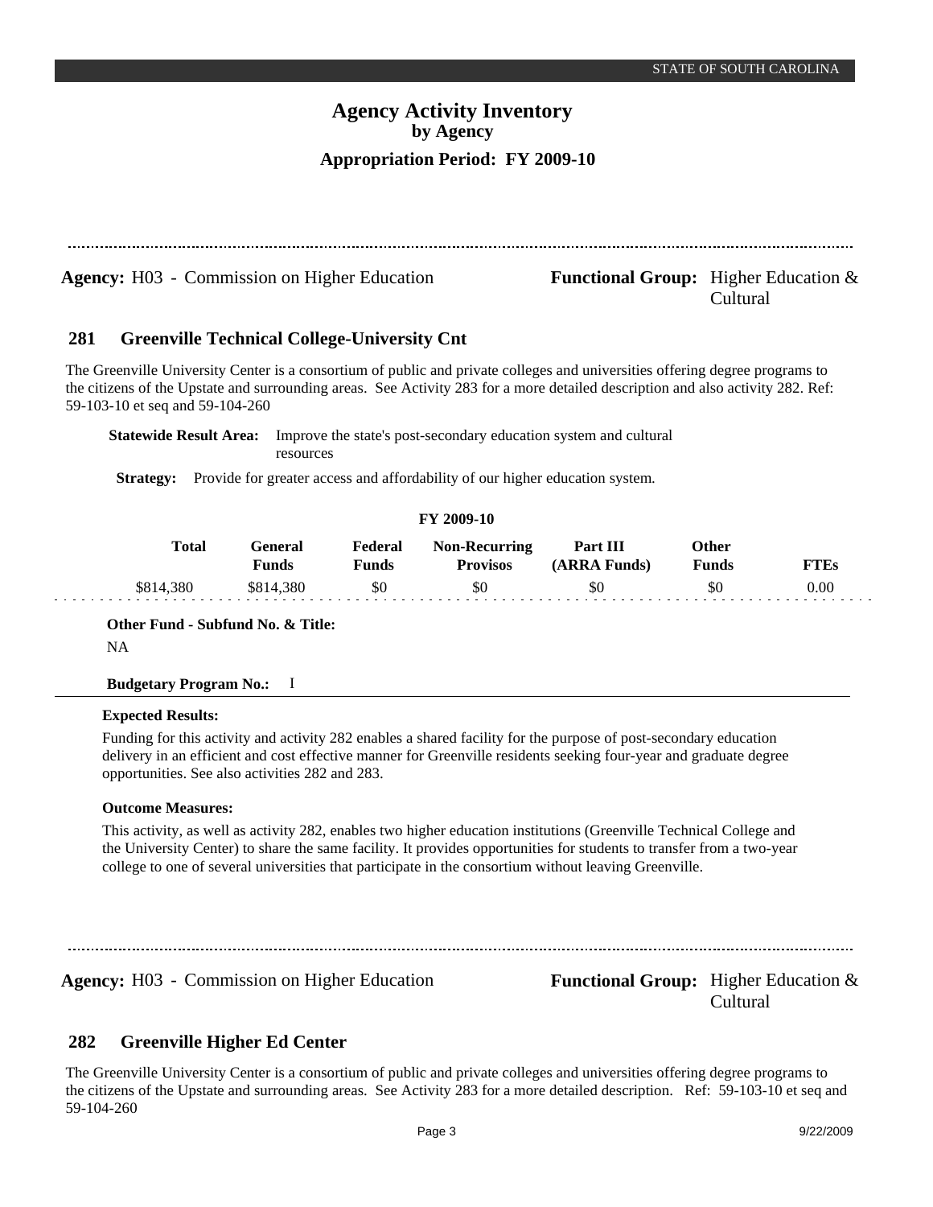**Agency:** H03 - Commission on Higher Education

**Functional Group:** Higher Education & Cultural

## 281 Greenville Technical College-University Cnt

The Greenville University Center is a consortium of public and private colleges and universities offering degree programs to the citizens of the Upstate and surrounding areas. See Activity 283 for a more detailed description and also activity 282. Ref: 59-103-10 et seq and 59-104-260

**Statewide Result Area:** Improve the state's post-secondary education system and cultural resources

**Strategy:** Provide for greater access and affordability of our higher education system.

**FY 2009-10**

| Total | General Funds | Federal Funds | Non-Recurring Provisos | Part III (ARRA Funds) | Other Funds | FTEs |
|---|---|---|---|---|---|---|
| $814,380 | $814,380 | $0 | $0 | $0 | $0 | 0.00 |

**Other Fund - Subfund No. & Title:**

NA

**Budgetary Program No.:** I

**Expected Results:**

Funding for this activity and activity 282 enables a shared facility for the purpose of post-secondary education delivery in an efficient and cost effective manner for Greenville residents seeking four-year and graduate degree opportunities. See also activities 282 and 283.

**Outcome Measures:**

This activity, as well as activity 282, enables two higher education institutions (Greenville Technical College and the University Center) to share the same facility. It provides opportunities for students to transfer from a two-year college to one of several universities that participate in the consortium without leaving Greenville.

**Agency:** H03 - Commission on Higher Education

**Functional Group:** Higher Education & Cultural

## 282 Greenville Higher Ed Center

The Greenville University Center is a consortium of public and private colleges and universities offering degree programs to the citizens of the Upstate and surrounding areas. See Activity 283 for a more detailed description. Ref: 59-103-10 et seq and 59-104-260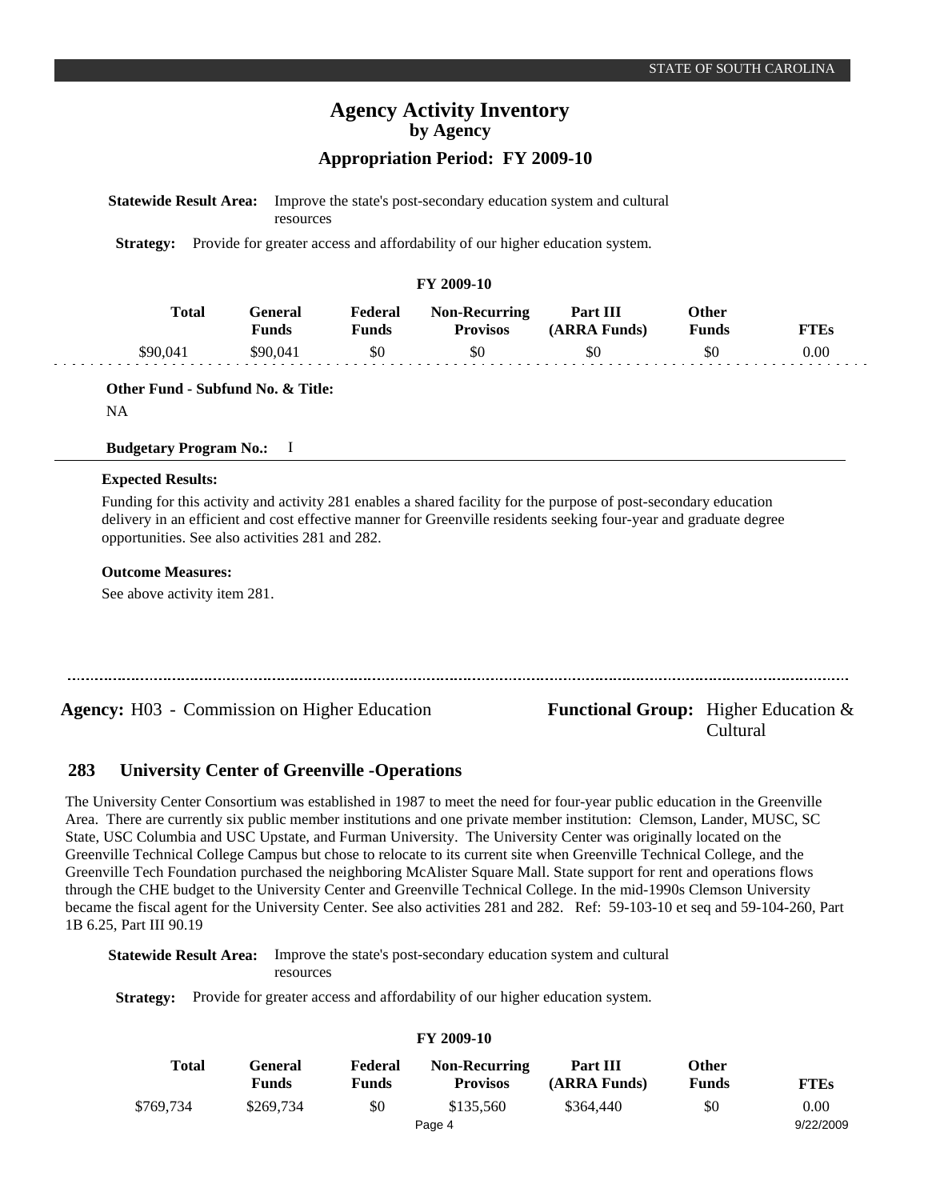**Statewide Result Area:** Improve the state's post-secondary education system and cultural resources

**Strategy:** Provide for greater access and affordability of our higher education system.

| FY 2009-10 | | | | | | |
|---|---|---|---|---|---|---|
| **Total** | **General Funds** | **Federal Funds** | **Non-Recurring Provisos** | **Part III (ARRA Funds)** | **Other Funds** | **FTEs** |
| $90,041 | $90,041 | $0 | $0 | $0 | $0 | 0.00 |

**Other Fund - Subfund No. & Title:**

NA

**Budgetary Program No.:** I

**Expected Results:**

Funding for this activity and activity 281 enables a shared facility for the purpose of post-secondary education delivery in an efficient and cost effective manner for Greenville residents seeking four-year and graduate degree opportunities. See also activities 281 and 282.

**Outcome Measures:**

See above activity item 281.

---

**Agency:** H03 - Commission on Higher Education

**Functional Group:** Higher Education & Cultural

## 283 University Center of Greenville -Operations

The University Center Consortium was established in 1987 to meet the need for four-year public education in the Greenville Area. There are currently six public member institutions and one private member institution: Clemson, Lander, MUSC, SC State, USC Columbia and USC Upstate, and Furman University. The University Center was originally located on the Greenville Technical College Campus but chose to relocate to its current site when Greenville Technical College, and the Greenville Tech Foundation purchased the neighboring McAlister Square Mall. State support for rent and operations flows through the CHE budget to the University Center and Greenville Technical College. In the mid-1990s Clemson University became the fiscal agent for the University Center. See also activities 281 and 282. Ref: 59-103-10 et seq and 59-104-260, Part 1B 6.25, Part III 90.19

**Statewide Result Area:** Improve the state's post-secondary education system and cultural resources

**Strategy:** Provide for greater access and affordability of our higher education system.

| FY 2009-10 | | | | | | |
|---|---|---|---|---|---|---|
| **Total** | **General Funds** | **Federal Funds** | **Non-Recurring Provisos** | **Part III (ARRA Funds)** | **Other Funds** | **FTEs** |
| $769,734 | $269,734 | $0 | $135,560 | $364,440 | $0 | 0.00 |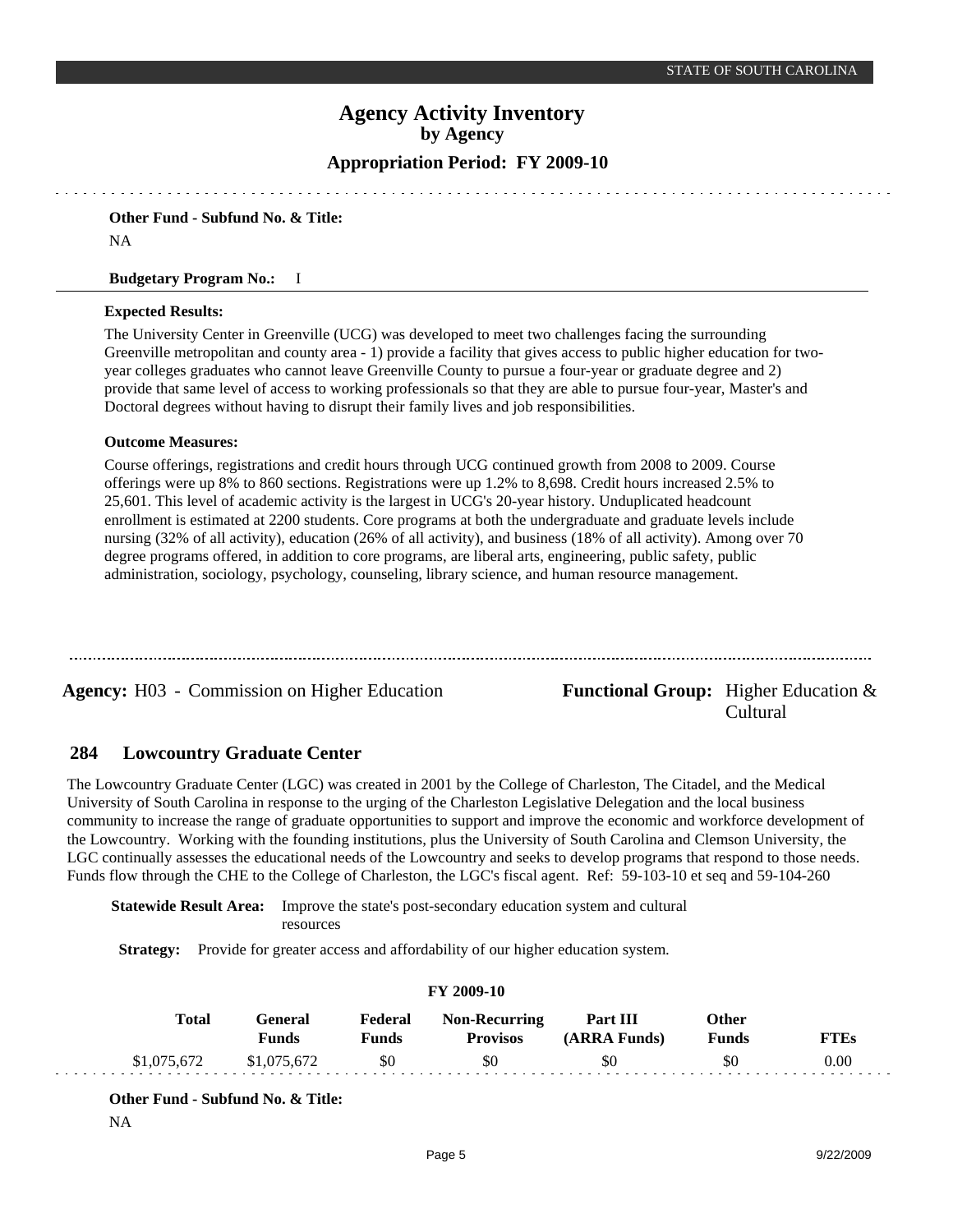**Other Fund - Subfund No. & Title:**

NA

**Budgetary Program No.:** I

**Expected Results:**

The University Center in Greenville (UCG) was developed to meet two challenges facing the surrounding Greenville metropolitan and county area - 1) provide a facility that gives access to public higher education for two-year colleges graduates who cannot leave Greenville County to pursue a four-year or graduate degree and 2) provide that same level of access to working professionals so that they are able to pursue four-year, Master's and Doctoral degrees without having to disrupt their family lives and job responsibilities.

**Outcome Measures:**

Course offerings, registrations and credit hours through UCG continued growth from 2008 to 2009. Course offerings were up 8% to 860 sections. Registrations were up 1.2% to 8,698. Credit hours increased 2.5% to 25,601. This level of academic activity is the largest in UCG's 20-year history. Unduplicated headcount enrollment is estimated at 2200 students. Core programs at both the undergraduate and graduate levels include nursing (32% of all activity), education (26% of all activity), and business (18% of all activity). Among over 70 degree programs offered, in addition to core programs, are liberal arts, engineering, public safety, public administration, sociology, psychology, counseling, library science, and human resource management.

---

**Agency:** H03 - Commission on Higher Education

**Functional Group:** Higher Education & Cultural

## 284 Lowcountry Graduate Center

The Lowcountry Graduate Center (LGC) was created in 2001 by the College of Charleston, The Citadel, and the Medical University of South Carolina in response to the urging of the Charleston Legislative Delegation and the local business community to increase the range of graduate opportunities to support and improve the economic and workforce development of the Lowcountry. Working with the founding institutions, plus the University of South Carolina and Clemson University, the LGC continually assesses the educational needs of the Lowcountry and seeks to develop programs that respond to those needs. Funds flow through the CHE to the College of Charleston, the LGC's fiscal agent. Ref: 59-103-10 et seq and 59-104-260

**Statewide Result Area:** Improve the state's post-secondary education system and cultural resources

**Strategy:** Provide for greater access and affordability of our higher education system.

**FY 2009-10**

| Total | General Funds | Federal Funds | Non-Recurring Provisos | Part III (ARRA Funds) | Other Funds | FTEs |
|---|---|---|---|---|---|---|
| $1,075,672 | $1,075,672 | $0 | $0 | $0 | $0 | 0.00 |

**Other Fund - Subfund No. & Title:**

NA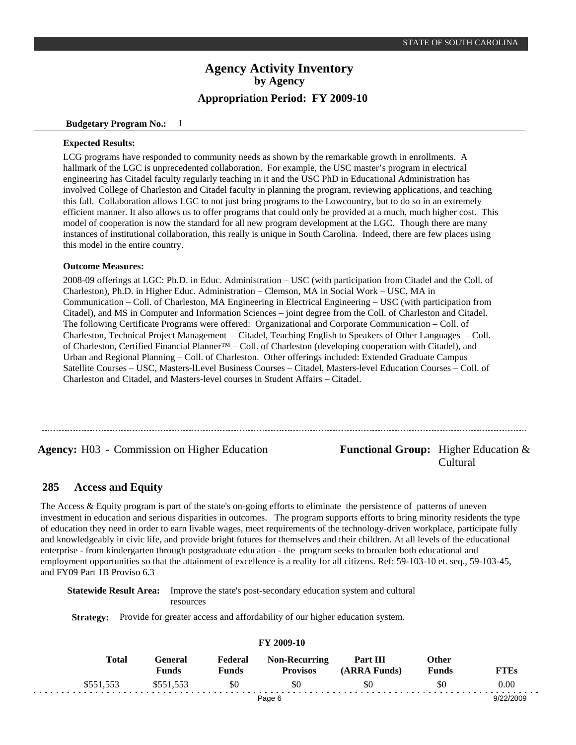# Agency Activity Inventory
## by Agency
### Appropriation Period: FY 2009-10

**Budgetary Program No.:** I

**Expected Results:**

LCG programs have responded to community needs as shown by the remarkable growth in enrollments. A hallmark of the LGC is unprecedented collaboration. For example, the USC master's program in electrical engineering has Citadel faculty regularly teaching in it and the USC PhD in Educational Administration has involved College of Charleston and Citadel faculty in planning the program, reviewing applications, and teaching this fall. Collaboration allows LGC to not just bring programs to the Lowcountry, but to do so in an extremely efficient manner. It also allows us to offer programs that could only be provided at a much, much higher cost. This model of cooperation is now the standard for all new program development at the LGC. Though there are many instances of institutional collaboration, this really is unique in South Carolina. Indeed, there are few places using this model in the entire country.

**Outcome Measures:**

2008-09 offerings at LGC: Ph.D. in Educ. Administration – USC (with participation from Citadel and the Coll. of Charleston), Ph.D. in Higher Educ. Administration – Clemson, MA in Social Work – USC, MA in Communication – Coll. of Charleston, MA Engineering in Electrical Engineering – USC (with participation from Citadel), and MS in Computer and Information Sciences – joint degree from the Coll. of Charleston and Citadel. The following Certificate Programs were offered: Organizational and Corporate Communication – Coll. of Charleston, Technical Project Management – Citadel, Teaching English to Speakers of Other Languages – Coll. of Charleston, Certified Financial Planner™ – Coll. of Charleston (developing cooperation with Citadel), and Urban and Regional Planning – Coll. of Charleston. Other offerings included: Extended Graduate Campus Satellite Courses – USC, Masters-lLevel Business Courses – Citadel, Masters-level Education Courses – Coll. of Charleston and Citadel, and Masters-level courses in Student Affairs – Citadel.

---

**Agency:** H03 - Commission on Higher Education **Functional Group:** Higher Education & Cultural

## 285 Access and Equity

The Access & Equity program is part of the state's on-going efforts to eliminate the persistence of patterns of uneven investment in education and serious disparities in outcomes. The program supports efforts to bring minority residents the type of education they need in order to earn livable wages, meet requirements of the technology-driven workplace, participate fully and knowledgeably in civic life, and provide bright futures for themselves and their children. At all levels of the educational enterprise - from kindergarten through postgraduate education - the program seeks to broaden both educational and employment opportunities so that the attainment of excellence is a reality for all citizens. Ref: 59-103-10 et. seq., 59-103-45, and FY09 Part 1B Proviso 6.3

**Statewide Result Area:** Improve the state's post-secondary education system and cultural resources

**Strategy:** Provide for greater access and affordability of our higher education system.

**FY 2009-10**

| Total | General Funds | Federal Funds | Non-Recurring Provisos | Part III (ARRA Funds) | Other Funds | FTEs |
|---|---|---|---|---|---|---|
| $551,553 | $551,553 | $0 | $0 | $0 | $0 | 0.00 |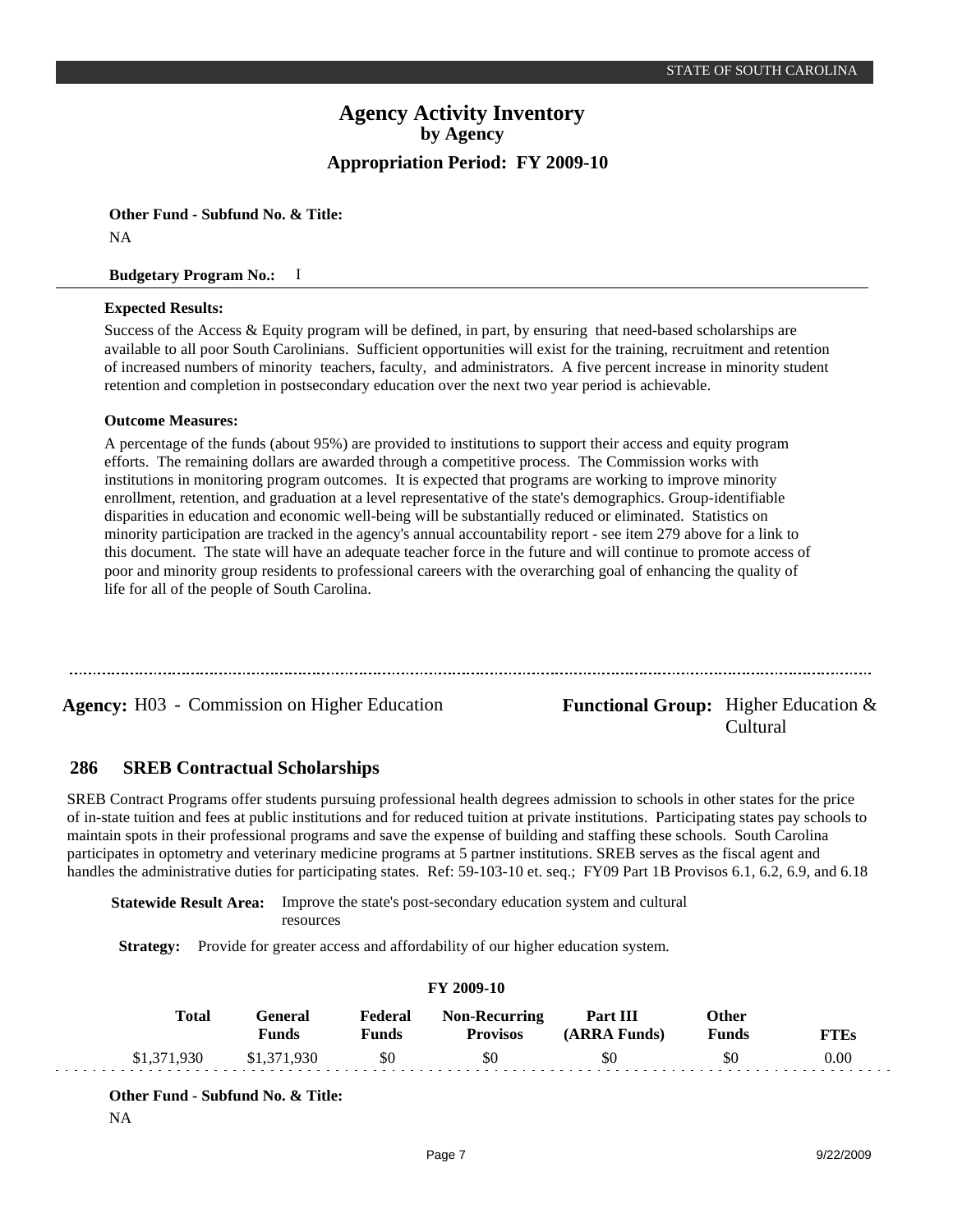**Other Fund - Subfund No. & Title:**

NA

**Budgetary Program No.:** I

**Expected Results:**

Success of the Access & Equity program will be defined, in part, by ensuring that need-based scholarships are available to all poor South Carolinians. Sufficient opportunities will exist for the training, recruitment and retention of increased numbers of minority teachers, faculty, and administrators. A five percent increase in minority student retention and completion in postsecondary education over the next two year period is achievable.

**Outcome Measures:**

A percentage of the funds (about 95%) are provided to institutions to support their access and equity program efforts. The remaining dollars are awarded through a competitive process. The Commission works with institutions in monitoring program outcomes. It is expected that programs are working to improve minority enrollment, retention, and graduation at a level representative of the state's demographics. Group-identifiable disparities in education and economic well-being will be substantially reduced or eliminated. Statistics on minority participation are tracked in the agency's annual accountability report - see item 279 above for a link to this document. The state will have an adequate teacher force in the future and will continue to promote access of poor and minority group residents to professional careers with the overarching goal of enhancing the quality of life for all of the people of South Carolina.

---

**Agency:** H03 - Commission on Higher Education

**Functional Group:** Higher Education & Cultural

## 286 SREB Contractual Scholarships

SREB Contract Programs offer students pursuing professional health degrees admission to schools in other states for the price of in-state tuition and fees at public institutions and for reduced tuition at private institutions. Participating states pay schools to maintain spots in their professional programs and save the expense of building and staffing these schools. South Carolina participates in optometry and veterinary medicine programs at 5 partner institutions. SREB serves as the fiscal agent and handles the administrative duties for participating states. Ref: 59-103-10 et. seq.; FY09 Part 1B Provisos 6.1, 6.2, 6.9, and 6.18

**Statewide Result Area:** Improve the state's post-secondary education system and cultural resources

**Strategy:** Provide for greater access and affordability of our higher education system.

**FY 2009-10**

| Total | General Funds | Federal Funds | Non-Recurring Provisos | Part III (ARRA Funds) | Other Funds | FTEs |
|---|---|---|---|---|---|---|
| $1,371,930 | $1,371,930 | $0 | $0 | $0 | $0 | 0.00 |

**Other Fund - Subfund No. & Title:**

NA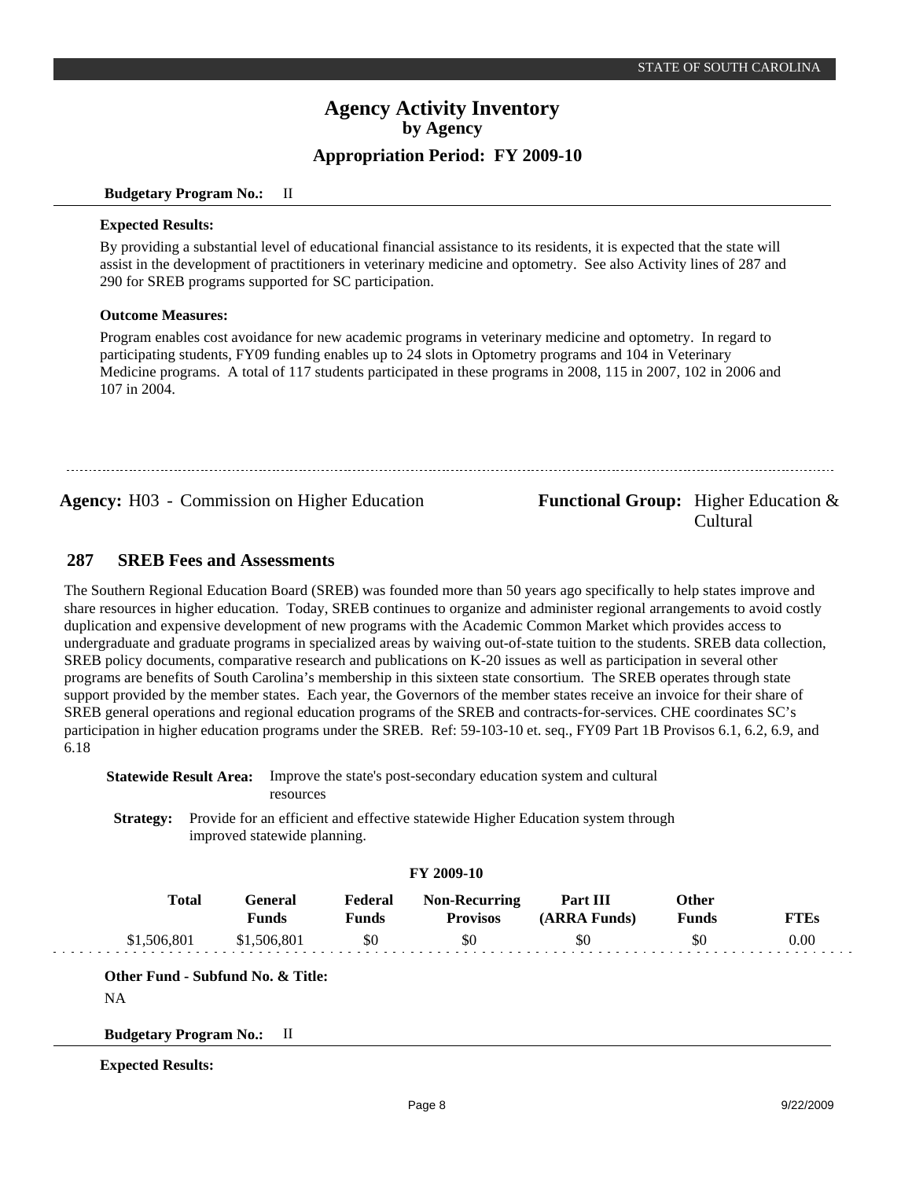**Budgetary Program No.:** II

**Expected Results:**

By providing a substantial level of educational financial assistance to its residents, it is expected that the state will assist in the development of practitioners in veterinary medicine and optometry. See also Activity lines of 287 and 290 for SREB programs supported for SC participation.

**Outcome Measures:**

Program enables cost avoidance for new academic programs in veterinary medicine and optometry. In regard to participating students, FY09 funding enables up to 24 slots in Optometry programs and 104 in Veterinary Medicine programs. A total of 117 students participated in these programs in 2008, 115 in 2007, 102 in 2006 and 107 in 2004.

---

**Agency:** H03 - Commission on Higher Education

**Functional Group:** Higher Education & Cultural

## 287 SREB Fees and Assessments

The Southern Regional Education Board (SREB) was founded more than 50 years ago specifically to help states improve and share resources in higher education. Today, SREB continues to organize and administer regional arrangements to avoid costly duplication and expensive development of new programs with the Academic Common Market which provides access to undergraduate and graduate programs in specialized areas by waiving out-of-state tuition to the students. SREB data collection, SREB policy documents, comparative research and publications on K-20 issues as well as participation in several other programs are benefits of South Carolina's membership in this sixteen state consortium. The SREB operates through state support provided by the member states. Each year, the Governors of the member states receive an invoice for their share of SREB general operations and regional education programs of the SREB and contracts-for-services. CHE coordinates SC's participation in higher education programs under the SREB. Ref: 59-103-10 et. seq., FY09 Part 1B Provisos 6.1, 6.2, 6.9, and 6.18

**Statewide Result Area:** Improve the state's post-secondary education system and cultural resources

**Strategy:** Provide for an efficient and effective statewide Higher Education system through improved statewide planning.

**FY 2009-10**

| Total | General Funds | Federal Funds | Non-Recurring Provisos | Part III (ARRA Funds) | Other Funds | FTEs |
|---|---|---|---|---|---|---|
| $1,506,801 | $1,506,801 | $0 | $0 | $0 | $0 | 0.00 |

**Other Fund - Subfund No. & Title:**

NA

**Budgetary Program No.:** II

**Expected Results:**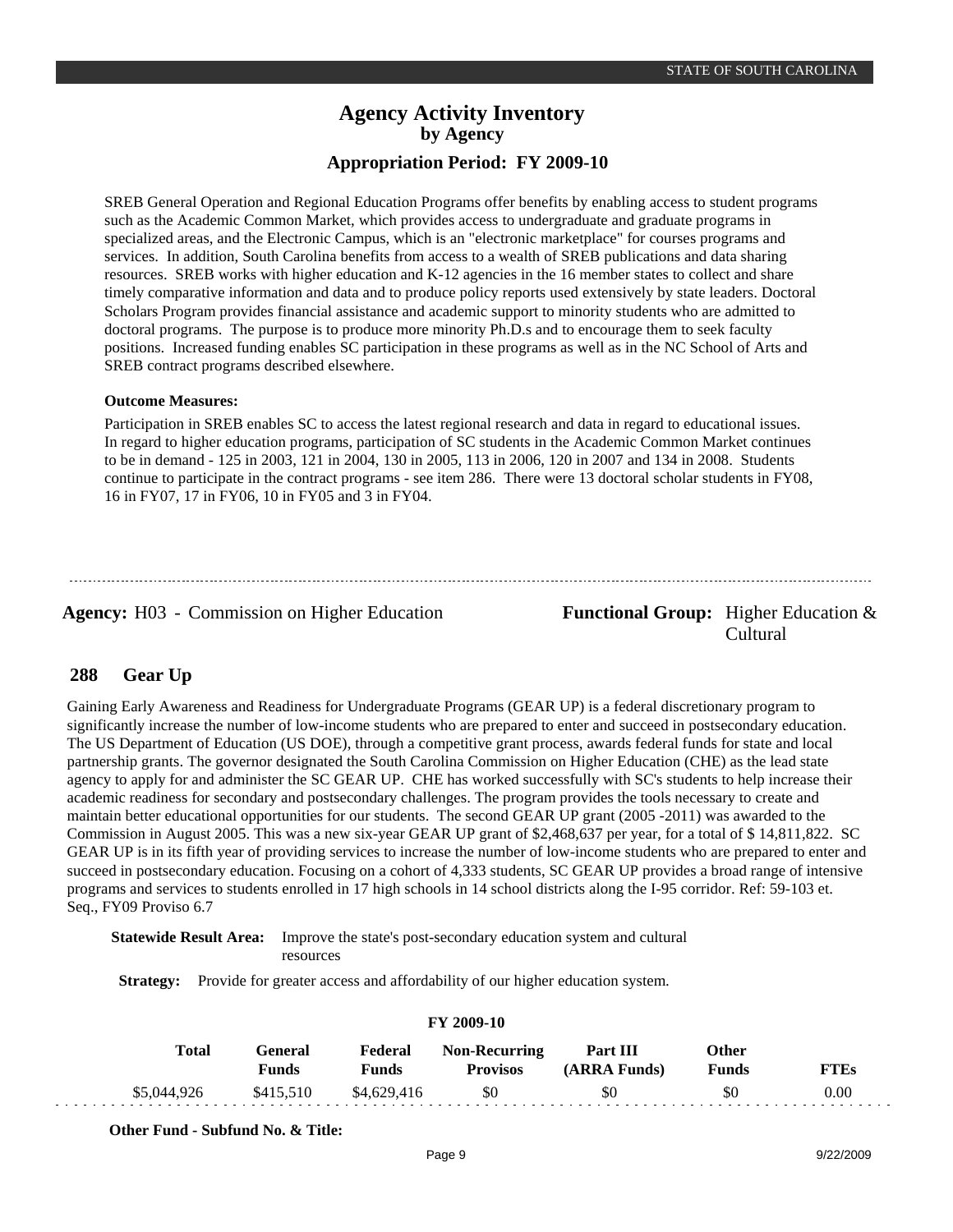SREB General Operation and Regional Education Programs offer benefits by enabling access to student programs such as the Academic Common Market, which provides access to undergraduate and graduate programs in specialized areas, and the Electronic Campus, which is an "electronic marketplace" for courses programs and services. In addition, South Carolina benefits from access to a wealth of SREB publications and data sharing resources. SREB works with higher education and K-12 agencies in the 16 member states to collect and share timely comparative information and data and to produce policy reports used extensively by state leaders. Doctoral Scholars Program provides financial assistance and academic support to minority students who are admitted to doctoral programs. The purpose is to produce more minority Ph.D.s and to encourage them to seek faculty positions. Increased funding enables SC participation in these programs as well as in the NC School of Arts and SREB contract programs described elsewhere.

**Outcome Measures:**

Participation in SREB enables SC to access the latest regional research and data in regard to educational issues. In regard to higher education programs, participation of SC students in the Academic Common Market continues to be in demand - 125 in 2003, 121 in 2004, 130 in 2005, 113 in 2006, 120 in 2007 and 134 in 2008. Students continue to participate in the contract programs - see item 286. There were 13 doctoral scholar students in FY08, 16 in FY07, 17 in FY06, 10 in FY05 and 3 in FY04.

---

**Agency:** H03 - Commission on Higher Education

**Functional Group:** Higher Education & Cultural

## 288 Gear Up

Gaining Early Awareness and Readiness for Undergraduate Programs (GEAR UP) is a federal discretionary program to significantly increase the number of low-income students who are prepared to enter and succeed in postsecondary education. The US Department of Education (US DOE), through a competitive grant process, awards federal funds for state and local partnership grants. The governor designated the South Carolina Commission on Higher Education (CHE) as the lead state agency to apply for and administer the SC GEAR UP. CHE has worked successfully with SC's students to help increase their academic readiness for secondary and postsecondary challenges. The program provides the tools necessary to create and maintain better educational opportunities for our students. The second GEAR UP grant (2005 -2011) was awarded to the Commission in August 2005. This was a new six-year GEAR UP grant of $2,468,637 per year, for a total of $ 14,811,822. SC GEAR UP is in its fifth year of providing services to increase the number of low-income students who are prepared to enter and succeed in postsecondary education. Focusing on a cohort of 4,333 students, SC GEAR UP provides a broad range of intensive programs and services to students enrolled in 17 high schools in 14 school districts along the I-95 corridor. Ref: 59-103 et. Seq., FY09 Proviso 6.7

**Statewide Result Area:** Improve the state's post-secondary education system and cultural resources

**Strategy:** Provide for greater access and affordability of our higher education system.

**FY 2009-10**

| Total | General Funds | Federal Funds | Non-Recurring Provisos | Part III (ARRA Funds) | Other Funds | FTEs |
|---|---|---|---|---|---|---|
| $5,044,926 | $415,510 | $4,629,416 | $0 | $0 | $0 | 0.00 |

**Other Fund - Subfund No. & Title:**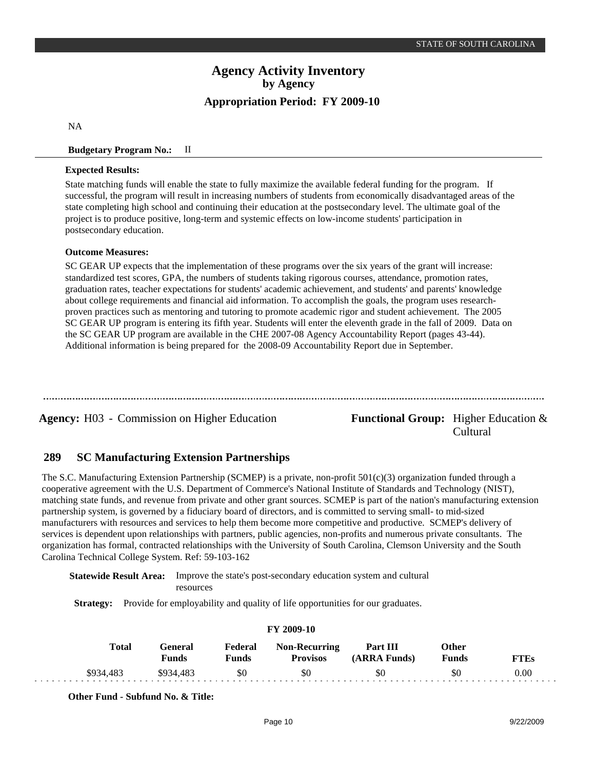NA

**Budgetary Program No.:** II

**Expected Results:**

State matching funds will enable the state to fully maximize the available federal funding for the program. If successful, the program will result in increasing numbers of students from economically disadvantaged areas of the state completing high school and continuing their education at the postsecondary level. The ultimate goal of the project is to produce positive, long-term and systemic effects on low-income students' participation in postsecondary education.

**Outcome Measures:**

SC GEAR UP expects that the implementation of these programs over the six years of the grant will increase: standardized test scores, GPA, the numbers of students taking rigorous courses, attendance, promotion rates, graduation rates, teacher expectations for students' academic achievement, and students' and parents' knowledge about college requirements and financial aid information. To accomplish the goals, the program uses research-proven practices such as mentoring and tutoring to promote academic rigor and student achievement. The 2005 SC GEAR UP program is entering its fifth year. Students will enter the eleventh grade in the fall of 2009. Data on the SC GEAR UP program are available in the CHE 2007-08 Agency Accountability Report (pages 43-44). Additional information is being prepared for the 2008-09 Accountability Report due in September.

---

**Agency:** H03 - Commission on Higher Education **Functional Group:** Higher Education & Cultural

## 289 SC Manufacturing Extension Partnerships

The S.C. Manufacturing Extension Partnership (SCMEP) is a private, non-profit 501(c)(3) organization funded through a cooperative agreement with the U.S. Department of Commerce's National Institute of Standards and Technology (NIST), matching state funds, and revenue from private and other grant sources. SCMEP is part of the nation's manufacturing extension partnership system, is governed by a fiduciary board of directors, and is committed to serving small- to mid-sized manufacturers with resources and services to help them become more competitive and productive. SCMEP's delivery of services is dependent upon relationships with partners, public agencies, non-profits and numerous private consultants. The organization has formal, contracted relationships with the University of South Carolina, Clemson University and the South Carolina Technical College System. Ref: 59-103-162

**Statewide Result Area:** Improve the state's post-secondary education system and cultural resources

**Strategy:** Provide for employability and quality of life opportunities for our graduates.

**FY 2009-10**

| Total | General Funds | Federal Funds | Non-Recurring Provisos | Part III (ARRA Funds) | Other Funds | FTEs |
|---|---|---|---|---|---|---|
| $934,483 | $934,483 | $0 | $0 | $0 | $0 | 0.00 |

**Other Fund - Subfund No. & Title:**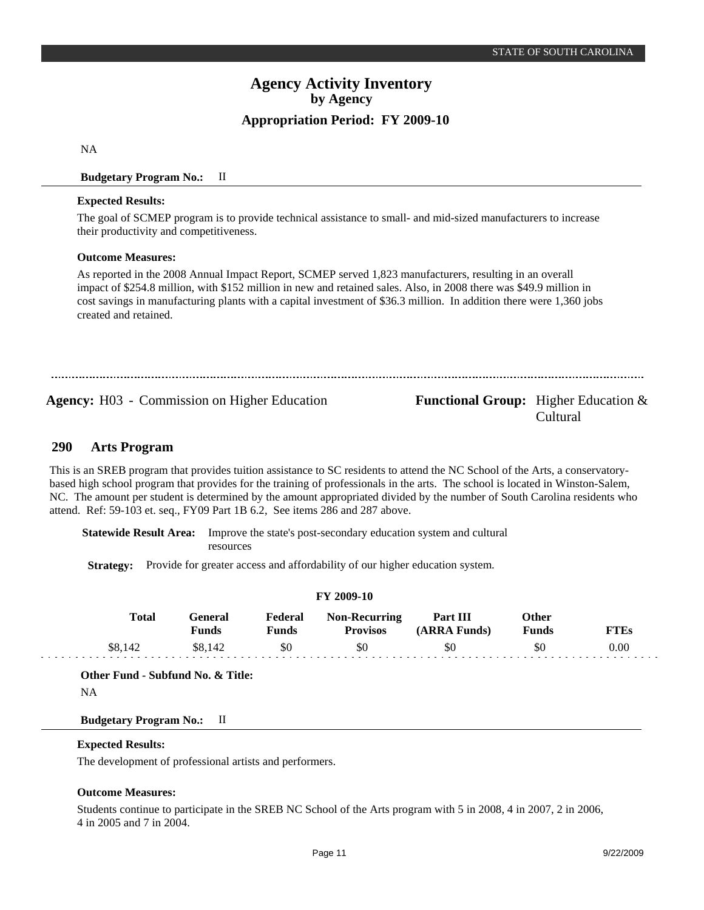NA

**Budgetary Program No.:** II

**Expected Results:**

The goal of SCMEP program is to provide technical assistance to small- and mid-sized manufacturers to increase their productivity and competitiveness.

**Outcome Measures:**

As reported in the 2008 Annual Impact Report, SCMEP served 1,823 manufacturers, resulting in an overall impact of $254.8 million, with $152 million in new and retained sales. Also, in 2008 there was $49.9 million in cost savings in manufacturing plants with a capital investment of $36.3 million. In addition there were 1,360 jobs created and retained.

---

**Agency:** H03 - Commission on Higher Education

**Functional Group:** Higher Education & Cultural

## 290 Arts Program

This is an SREB program that provides tuition assistance to SC residents to attend the NC School of the Arts, a conservatory-based high school program that provides for the training of professionals in the arts. The school is located in Winston-Salem, NC. The amount per student is determined by the amount appropriated divided by the number of South Carolina residents who attend. Ref: 59-103 et. seq., FY09 Part 1B 6.2, See items 286 and 287 above.

**Statewide Result Area:** Improve the state's post-secondary education system and cultural resources

**Strategy:** Provide for greater access and affordability of our higher education system.

**FY 2009-10**

| Total | General Funds | Federal Funds | Non-Recurring Provisos | Part III (ARRA Funds) | Other Funds | FTEs |
|---|---|---|---|---|---|---|
| $8,142 | $8,142 | $0 | $0 | $0 | $0 | 0.00 |

**Other Fund - Subfund No. & Title:**

NA

**Budgetary Program No.:** II

**Expected Results:**

The development of professional artists and performers.

**Outcome Measures:**

Students continue to participate in the SREB NC School of the Arts program with 5 in 2008, 4 in 2007, 2 in 2006, 4 in 2005 and 7 in 2004.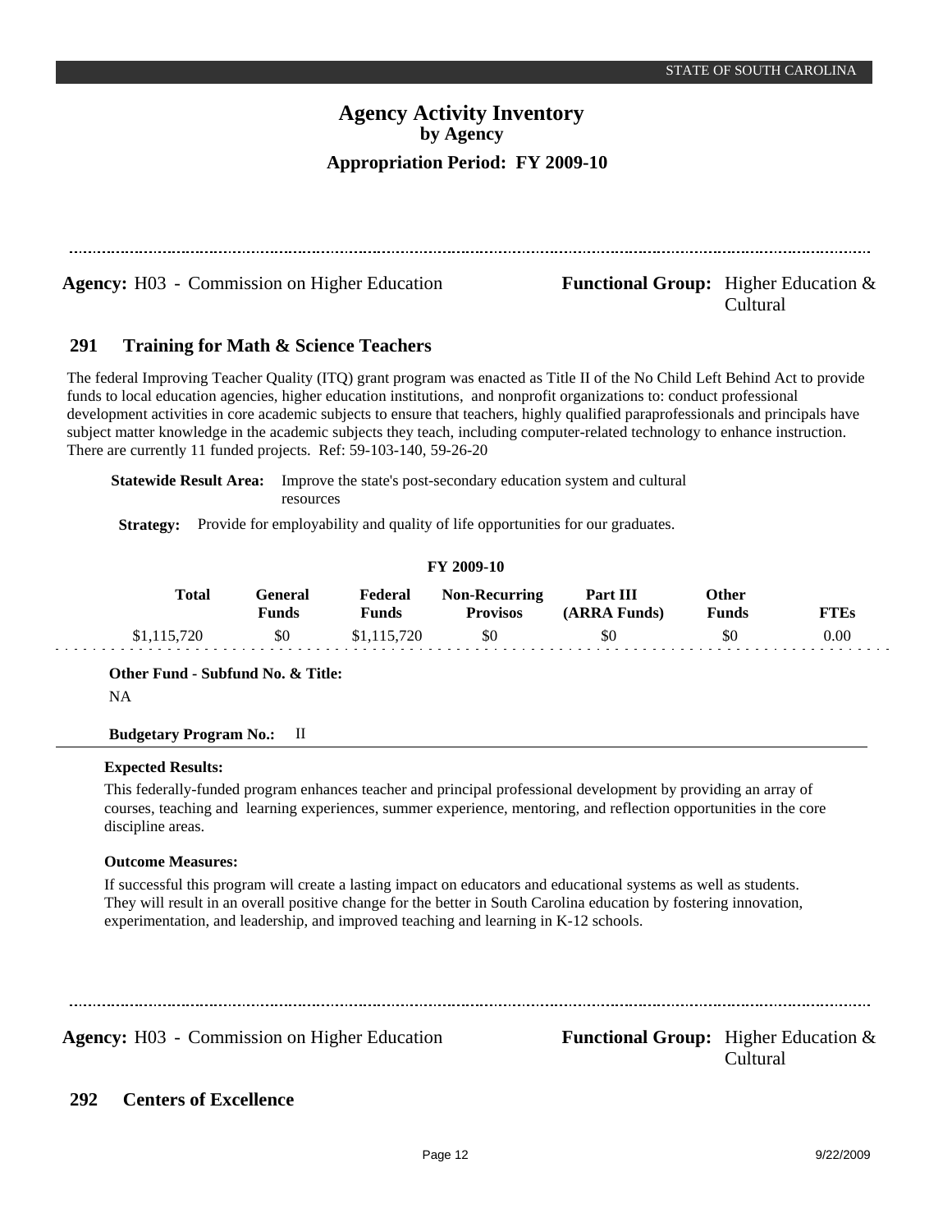**Agency:** H03 - Commission on Higher Education

**Functional Group:** Higher Education & Cultural

## 291 Training for Math & Science Teachers

The federal Improving Teacher Quality (ITQ) grant program was enacted as Title II of the No Child Left Behind Act to provide funds to local education agencies, higher education institutions, and nonprofit organizations to: conduct professional development activities in core academic subjects to ensure that teachers, highly qualified paraprofessionals and principals have subject matter knowledge in the academic subjects they teach, including computer-related technology to enhance instruction. There are currently 11 funded projects. Ref: 59-103-140, 59-26-20

**Statewide Result Area:** Improve the state's post-secondary education system and cultural resources

**Strategy:** Provide for employability and quality of life opportunities for our graduates.

**FY 2009-10**

| Total | General Funds | Federal Funds | Non-Recurring Provisos | Part III (ARRA Funds) | Other Funds | FTEs |
|---|---|---|---|---|---|---|
| $1,115,720 | $0 | $1,115,720 | $0 | $0 | $0 | 0.00 |

**Other Fund - Subfund No. & Title:**

NA

**Budgetary Program No.:** II

**Expected Results:**

This federally-funded program enhances teacher and principal professional development by providing an array of courses, teaching and learning experiences, summer experience, mentoring, and reflection opportunities in the core discipline areas.

**Outcome Measures:**

If successful this program will create a lasting impact on educators and educational systems as well as students. They will result in an overall positive change for the better in South Carolina education by fostering innovation, experimentation, and leadership, and improved teaching and learning in K-12 schools.

**Agency:** H03 - Commission on Higher Education

**Functional Group:** Higher Education & Cultural

## 292 Centers of Excellence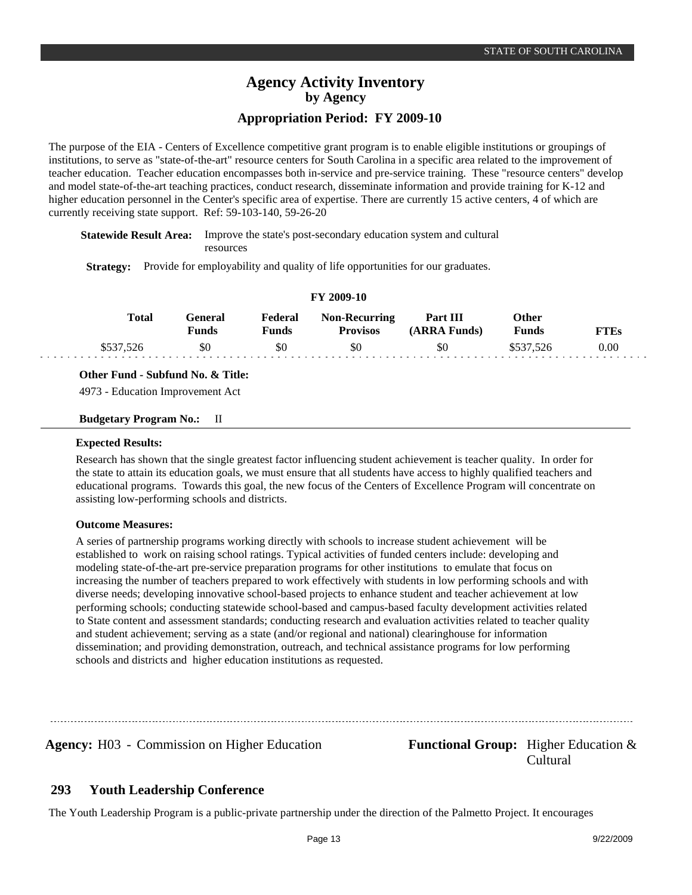# Agency Activity Inventory
## by Agency
### Appropriation Period: FY 2009-10

The purpose of the EIA - Centers of Excellence competitive grant program is to enable eligible institutions or groupings of institutions, to serve as "state-of-the-art" resource centers for South Carolina in a specific area related to the improvement of teacher education. Teacher education encompasses both in-service and pre-service training. These "resource centers" develop and model state-of-the-art teaching practices, conduct research, disseminate information and provide training for K-12 and higher education personnel in the Center's specific area of expertise. There are currently 15 active centers, 4 of which are currently receiving state support. Ref: 59-103-140, 59-26-20

**Statewide Result Area:** Improve the state's post-secondary education system and cultural resources

**Strategy:** Provide for employability and quality of life opportunities for our graduates.

**FY 2009-10**

| Total | General Funds | Federal Funds | Non-Recurring Provisos | Part III (ARRA Funds) | Other Funds | FTEs |
|---|---|---|---|---|---|---|
| $537,526 | $0 | $0 | $0 | $0 | $537,526 | 0.00 |

**Other Fund - Subfund No. & Title:**

4973 - Education Improvement Act

**Budgetary Program No.:** II

**Expected Results:**

Research has shown that the single greatest factor influencing student achievement is teacher quality. In order for the state to attain its education goals, we must ensure that all students have access to highly qualified teachers and educational programs. Towards this goal, the new focus of the Centers of Excellence Program will concentrate on assisting low-performing schools and districts.

**Outcome Measures:**

A series of partnership programs working directly with schools to increase student achievement will be established to work on raising school ratings. Typical activities of funded centers include: developing and modeling state-of-the-art pre-service preparation programs for other institutions to emulate that focus on increasing the number of teachers prepared to work effectively with students in low performing schools and with diverse needs; developing innovative school-based projects to enhance student and teacher achievement at low performing schools; conducting statewide school-based and campus-based faculty development activities related to State content and assessment standards; conducting research and evaluation activities related to teacher quality and student achievement; serving as a state (and/or regional and national) clearinghouse for information dissemination; and providing demonstration, outreach, and technical assistance programs for low performing schools and districts and higher education institutions as requested.

---

**Agency:** H03 - Commission on Higher Education **Functional Group:** Higher Education & Cultural

## 293 Youth Leadership Conference

The Youth Leadership Program is a public-private partnership under the direction of the Palmetto Project. It encourages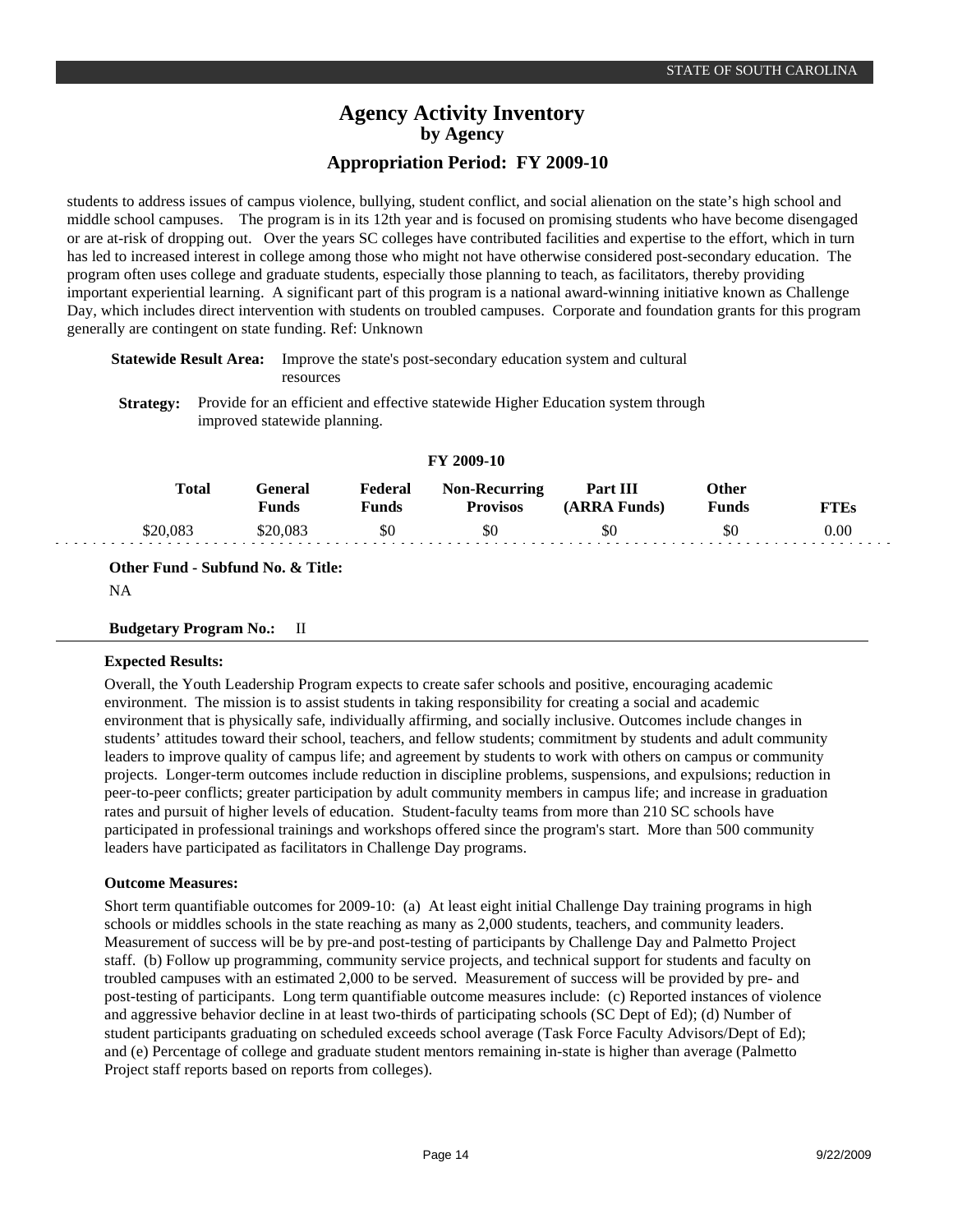students to address issues of campus violence, bullying, student conflict, and social alienation on the state's high school and middle school campuses. The program is in its 12th year and is focused on promising students who have become disengaged or are at-risk of dropping out. Over the years SC colleges have contributed facilities and expertise to the effort, which in turn has led to increased interest in college among those who might not have otherwise considered post-secondary education. The program often uses college and graduate students, especially those planning to teach, as facilitators, thereby providing important experiential learning. A significant part of this program is a national award-winning initiative known as Challenge Day, which includes direct intervention with students on troubled campuses. Corporate and foundation grants for this program generally are contingent on state funding. Ref: Unknown

**Statewide Result Area:** Improve the state's post-secondary education system and cultural resources

**Strategy:** Provide for an efficient and effective statewide Higher Education system through improved statewide planning.

**FY 2009-10**

| Total | General Funds | Federal Funds | Non-Recurring Provisos | Part III (ARRA Funds) | Other Funds | FTEs |
|---|---|---|---|---|---|---|
| $20,083 | $20,083 | $0 | $0 | $0 | $0 | 0.00 |

**Other Fund - Subfund No. & Title:**

NA

**Budgetary Program No.:** II

**Expected Results:**

Overall, the Youth Leadership Program expects to create safer schools and positive, encouraging academic environment. The mission is to assist students in taking responsibility for creating a social and academic environment that is physically safe, individually affirming, and socially inclusive. Outcomes include changes in students' attitudes toward their school, teachers, and fellow students; commitment by students and adult community leaders to improve quality of campus life; and agreement by students to work with others on campus or community projects. Longer-term outcomes include reduction in discipline problems, suspensions, and expulsions; reduction in peer-to-peer conflicts; greater participation by adult community members in campus life; and increase in graduation rates and pursuit of higher levels of education. Student-faculty teams from more than 210 SC schools have participated in professional trainings and workshops offered since the program's start. More than 500 community leaders have participated as facilitators in Challenge Day programs.

**Outcome Measures:**

Short term quantifiable outcomes for 2009-10: (a) At least eight initial Challenge Day training programs in high schools or middles schools in the state reaching as many as 2,000 students, teachers, and community leaders. Measurement of success will be by pre-and post-testing of participants by Challenge Day and Palmetto Project staff. (b) Follow up programming, community service projects, and technical support for students and faculty on troubled campuses with an estimated 2,000 to be served. Measurement of success will be provided by pre- and post-testing of participants. Long term quantifiable outcome measures include: (c) Reported instances of violence and aggressive behavior decline in at least two-thirds of participating schools (SC Dept of Ed); (d) Number of student participants graduating on scheduled exceeds school average (Task Force Faculty Advisors/Dept of Ed); and (e) Percentage of college and graduate student mentors remaining in-state is higher than average (Palmetto Project staff reports based on reports from colleges).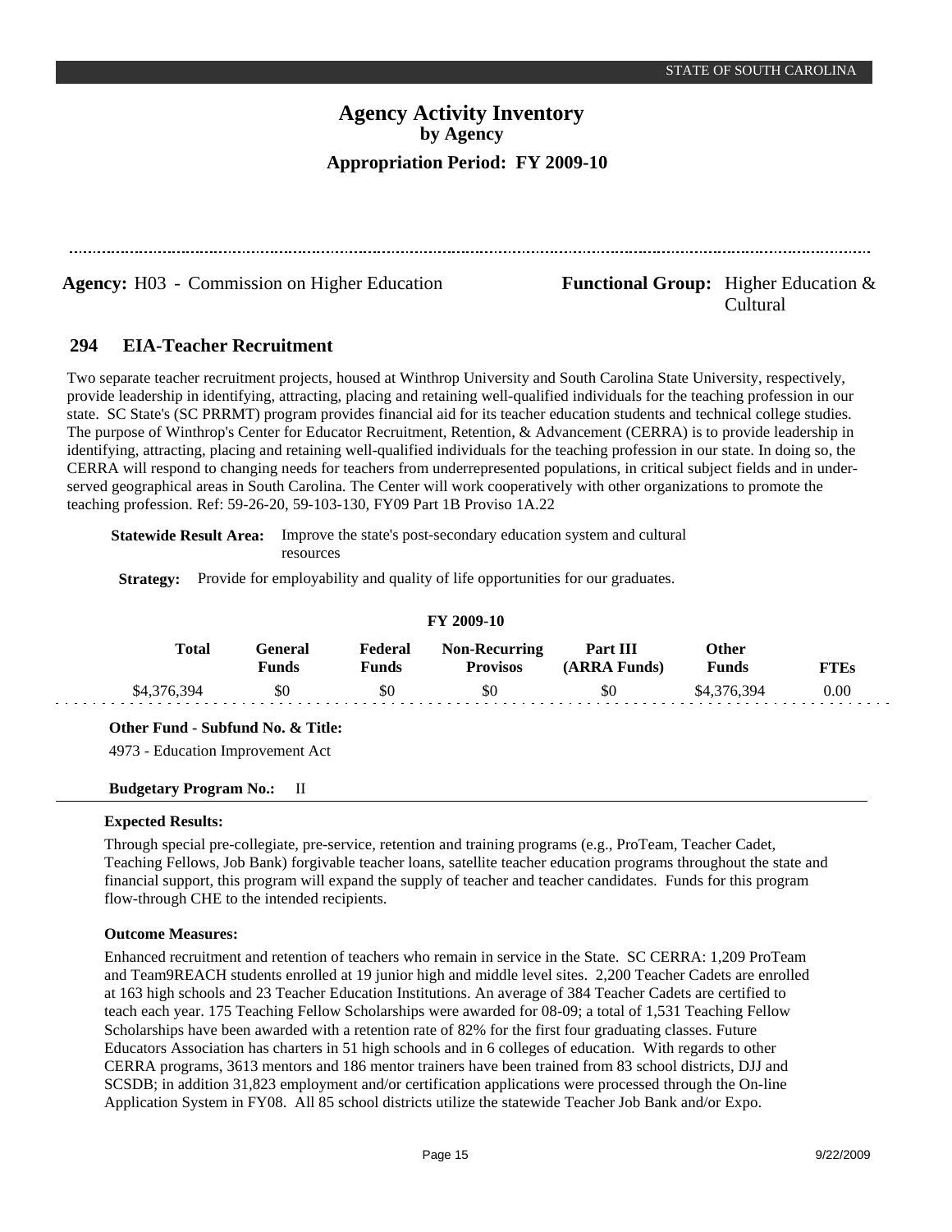# Agency Activity Inventory
## by Agency
### Appropriation Period: FY 2009-10

**Agency:** H03 - Commission on Higher Education

**Functional Group:** Higher Education & Cultural

## 294 EIA-Teacher Recruitment

Two separate teacher recruitment projects, housed at Winthrop University and South Carolina State University, respectively, provide leadership in identifying, attracting, placing and retaining well-qualified individuals for the teaching profession in our state. SC State's (SC PRRMT) program provides financial aid for its teacher education students and technical college studies. The purpose of Winthrop's Center for Educator Recruitment, Retention, & Advancement (CERRA) is to provide leadership in identifying, attracting, placing and retaining well-qualified individuals for the teaching profession in our state. In doing so, the CERRA will respond to changing needs for teachers from underrepresented populations, in critical subject fields and in under-served geographical areas in South Carolina. The Center will work cooperatively with other organizations to promote the teaching profession. Ref: 59-26-20, 59-103-130, FY09 Part 1B Proviso 1A.22

**Statewide Result Area:** Improve the state's post-secondary education system and cultural resources

**Strategy:** Provide for employability and quality of life opportunities for our graduates.

**FY 2009-10**

| Total | General Funds | Federal Funds | Non-Recurring Provisos | Part III (ARRA Funds) | Other Funds | FTEs |
|---|---|---|---|---|---|---|
| $4,376,394 | $0 | $0 | $0 | $0 | $4,376,394 | 0.00 |

**Other Fund - Subfund No. & Title:**

4973 - Education Improvement Act

**Budgetary Program No.:** II

**Expected Results:**

Through special pre-collegiate, pre-service, retention and training programs (e.g., ProTeam, Teacher Cadet, Teaching Fellows, Job Bank) forgivable teacher loans, satellite teacher education programs throughout the state and financial support, this program will expand the supply of teacher and teacher candidates. Funds for this program flow-through CHE to the intended recipients.

**Outcome Measures:**

Enhanced recruitment and retention of teachers who remain in service in the State. SC CERRA: 1,209 ProTeam and Team9REACH students enrolled at 19 junior high and middle level sites. 2,200 Teacher Cadets are enrolled at 163 high schools and 23 Teacher Education Institutions. An average of 384 Teacher Cadets are certified to teach each year. 175 Teaching Fellow Scholarships were awarded for 08-09; a total of 1,531 Teaching Fellow Scholarships have been awarded with a retention rate of 82% for the first four graduating classes. Future Educators Association has charters in 51 high schools and in 6 colleges of education. With regards to other CERRA programs, 3613 mentors and 186 mentor trainers have been trained from 83 school districts, DJJ and SCSDB; in addition 31,823 employment and/or certification applications were processed through the On-line Application System in FY08. All 85 school districts utilize the statewide Teacher Job Bank and/or Expo.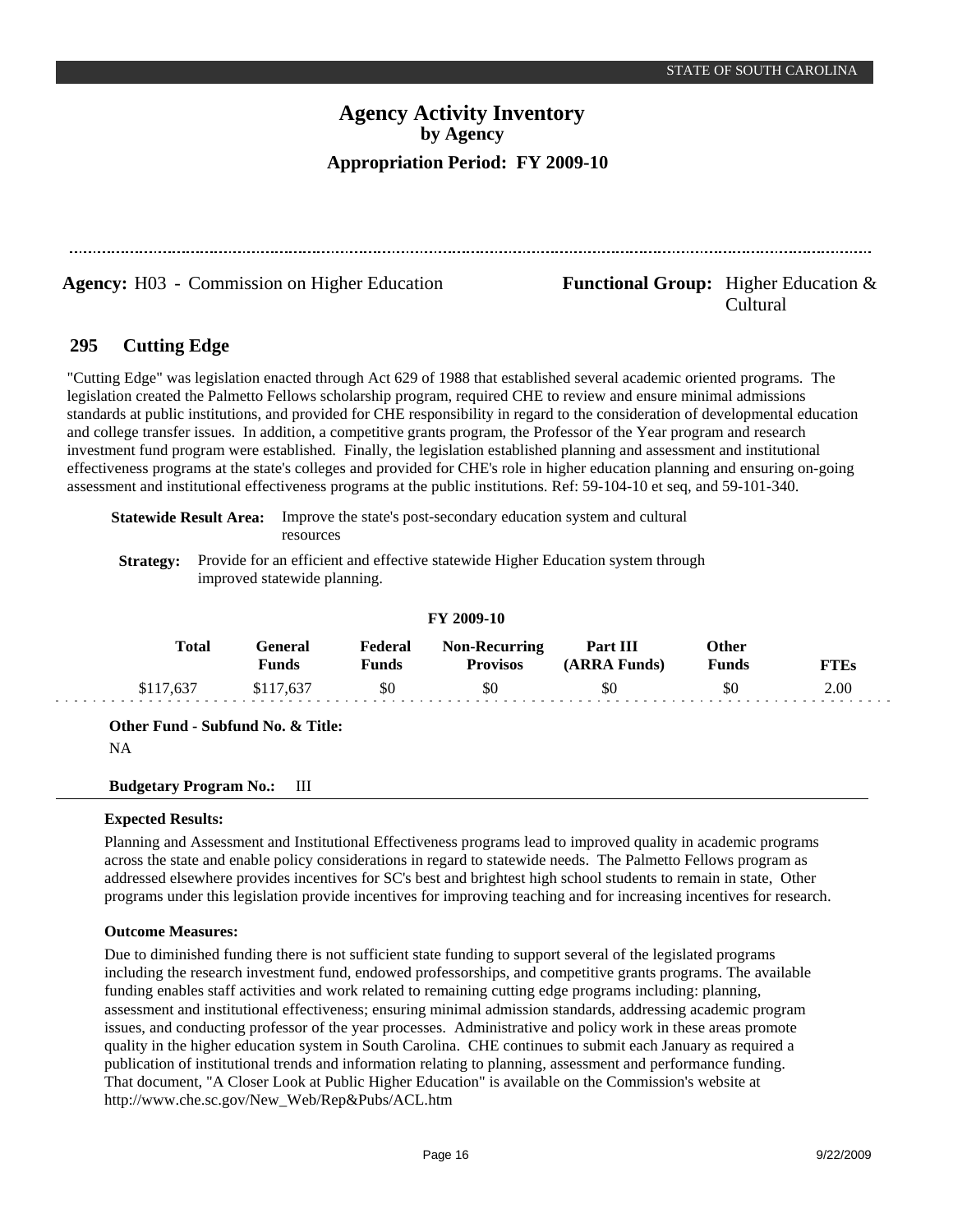# Agency Activity Inventory
### by Agency
### Appropriation Period: FY 2009-10

**Agency:** H03 - Commission on Higher Education

**Functional Group:** Higher Education & Cultural

## 295 Cutting Edge

"Cutting Edge" was legislation enacted through Act 629 of 1988 that established several academic oriented programs. The legislation created the Palmetto Fellows scholarship program, required CHE to review and ensure minimal admissions standards at public institutions, and provided for CHE responsibility in regard to the consideration of developmental education and college transfer issues. In addition, a competitive grants program, the Professor of the Year program and research investment fund program were established. Finally, the legislation established planning and assessment and institutional effectiveness programs at the state's colleges and provided for CHE's role in higher education planning and ensuring on-going assessment and institutional effectiveness programs at the public institutions. Ref: 59-104-10 et seq, and 59-101-340.

**Statewide Result Area:** Improve the state's post-secondary education system and cultural resources

**Strategy:** Provide for an efficient and effective statewide Higher Education system through improved statewide planning.

**FY 2009-10**

| Total | General Funds | Federal Funds | Non-Recurring Provisos | Part III (ARRA Funds) | Other Funds | FTEs |
|---|---|---|---|---|---|---|
| $117,637 | $117,637 | $0 | $0 | $0 | $0 | 2.00 |

**Other Fund - Subfund No. & Title:**

NA

**Budgetary Program No.:** III

**Expected Results:**

Planning and Assessment and Institutional Effectiveness programs lead to improved quality in academic programs across the state and enable policy considerations in regard to statewide needs. The Palmetto Fellows program as addressed elsewhere provides incentives for SC's best and brightest high school students to remain in state, Other programs under this legislation provide incentives for improving teaching and for increasing incentives for research.

**Outcome Measures:**

Due to diminished funding there is not sufficient state funding to support several of the legislated programs including the research investment fund, endowed professorships, and competitive grants programs. The available funding enables staff activities and work related to remaining cutting edge programs including: planning, assessment and institutional effectiveness; ensuring minimal admission standards, addressing academic program issues, and conducting professor of the year processes. Administrative and policy work in these areas promote quality in the higher education system in South Carolina. CHE continues to submit each January as required a publication of institutional trends and information relating to planning, assessment and performance funding. That document, "A Closer Look at Public Higher Education" is available on the Commission's website at http://www.che.sc.gov/New_Web/Rep&Pubs/ACL.htm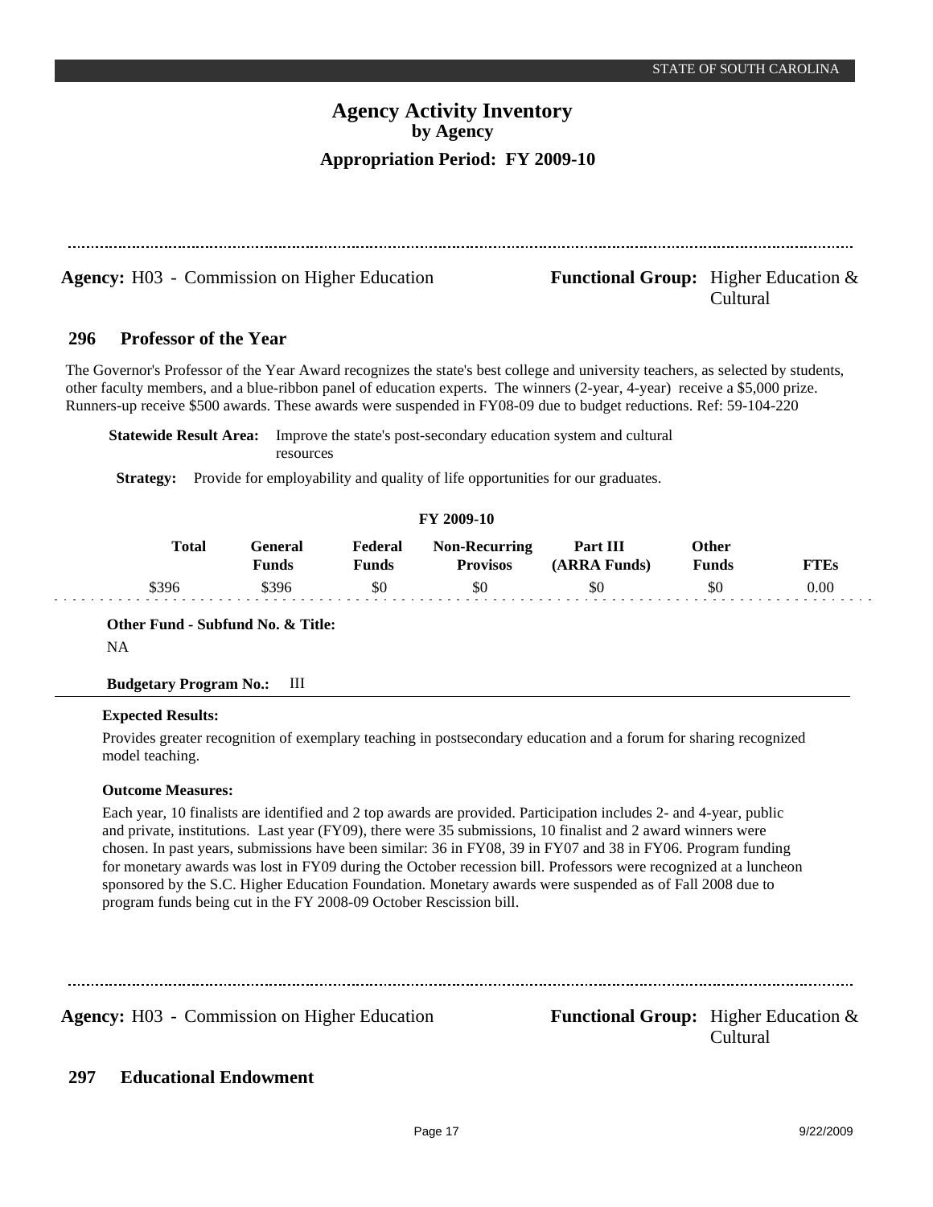# Agency Activity Inventory
## by Agency
### Appropriation Period: FY 2009-10

**Agency:** H03 - Commission on Higher Education

**Functional Group:** Higher Education & Cultural

## 296 Professor of the Year

The Governor's Professor of the Year Award recognizes the state's best college and university teachers, as selected by students, other faculty members, and a blue-ribbon panel of education experts. The winners (2-year, 4-year) receive a $5,000 prize. Runners-up receive $500 awards. These awards were suspended in FY08-09 due to budget reductions. Ref: 59-104-220

**Statewide Result Area:** Improve the state's post-secondary education system and cultural resources

**Strategy:** Provide for employability and quality of life opportunities for our graduates.

**FY 2009-10**

| Total | General Funds | Federal Funds | Non-Recurring Provisos | Part III (ARRA Funds) | Other Funds | FTEs |
|---|---|---|---|---|---|---|
| $396 | $396 | $0 | $0 | $0 | $0 | 0.00 |

**Other Fund - Subfund No. & Title:**

NA

**Budgetary Program No.:** III

**Expected Results:**

Provides greater recognition of exemplary teaching in postsecondary education and a forum for sharing recognized model teaching.

**Outcome Measures:**

Each year, 10 finalists are identified and 2 top awards are provided. Participation includes 2- and 4-year, public and private, institutions. Last year (FY09), there were 35 submissions, 10 finalist and 2 award winners were chosen. In past years, submissions have been similar: 36 in FY08, 39 in FY07 and 38 in FY06. Program funding for monetary awards was lost in FY09 during the October recession bill. Professors were recognized at a luncheon sponsored by the S.C. Higher Education Foundation. Monetary awards were suspended as of Fall 2008 due to program funds being cut in the FY 2008-09 October Rescission bill.

**Agency:** H03 - Commission on Higher Education

**Functional Group:** Higher Education & Cultural

## 297 Educational Endowment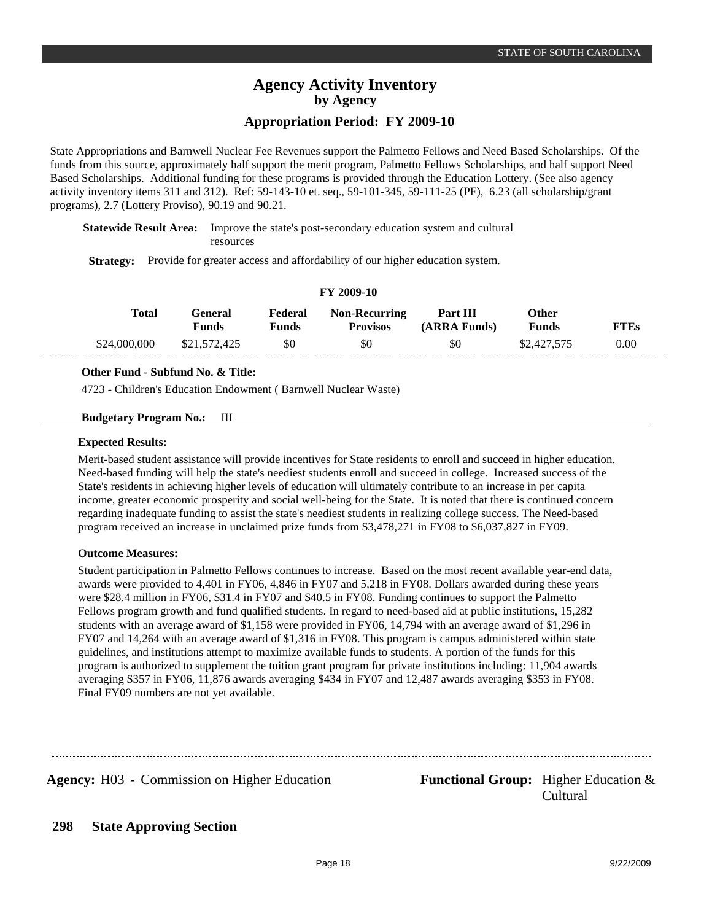# Agency Activity Inventory
## by Agency
### Appropriation Period: FY 2009-10

State Appropriations and Barnwell Nuclear Fee Revenues support the Palmetto Fellows and Need Based Scholarships. Of the funds from this source, approximately half support the merit program, Palmetto Fellows Scholarships, and half support Need Based Scholarships. Additional funding for these programs is provided through the Education Lottery. (See also agency activity inventory items 311 and 312). Ref: 59-143-10 et. seq., 59-101-345, 59-111-25 (PF), 6.23 (all scholarship/grant programs), 2.7 (Lottery Proviso), 90.19 and 90.21.

**Statewide Result Area:** Improve the state's post-secondary education system and cultural resources

**Strategy:** Provide for greater access and affordability of our higher education system.

**FY 2009-10**

| Total | General Funds | Federal Funds | Non-Recurring Provisos | Part III (ARRA Funds) | Other Funds | FTEs |
|---|---|---|---|---|---|---|
| \$24,000,000 | \$21,572,425 | \$0 | \$0 | \$0 | \$2,427,575 | 0.00 |

**Other Fund - Subfund No. & Title:**

4723 - Children's Education Endowment ( Barnwell Nuclear Waste)

**Budgetary Program No.:** III

**Expected Results:**

Merit-based student assistance will provide incentives for State residents to enroll and succeed in higher education. Need-based funding will help the state's neediest students enroll and succeed in college. Increased success of the State's residents in achieving higher levels of education will ultimately contribute to an increase in per capita income, greater economic prosperity and social well-being for the State. It is noted that there is continued concern regarding inadequate funding to assist the state's neediest students in realizing college success. The Need-based program received an increase in unclaimed prize funds from \$3,478,271 in FY08 to \$6,037,827 in FY09.

**Outcome Measures:**

Student participation in Palmetto Fellows continues to increase. Based on the most recent available year-end data, awards were provided to 4,401 in FY06, 4,846 in FY07 and 5,218 in FY08. Dollars awarded during these years were \$28.4 million in FY06, \$31.4 in FY07 and \$40.5 in FY08. Funding continues to support the Palmetto Fellows program growth and fund qualified students. In regard to need-based aid at public institutions, 15,282 students with an average award of \$1,158 were provided in FY06, 14,794 with an average award of \$1,296 in FY07 and 14,264 with an average award of \$1,316 in FY08. This program is campus administered within state guidelines, and institutions attempt to maximize available funds to students. A portion of the funds for this program is authorized to supplement the tuition grant program for private institutions including: 11,904 awards averaging \$357 in FY06, 11,876 awards averaging \$434 in FY07 and 12,487 awards averaging \$353 in FY08. Final FY09 numbers are not yet available.

---

**Agency:** H03 - Commission on Higher Education

**Functional Group:** Higher Education & Cultural

## 298 State Approving Section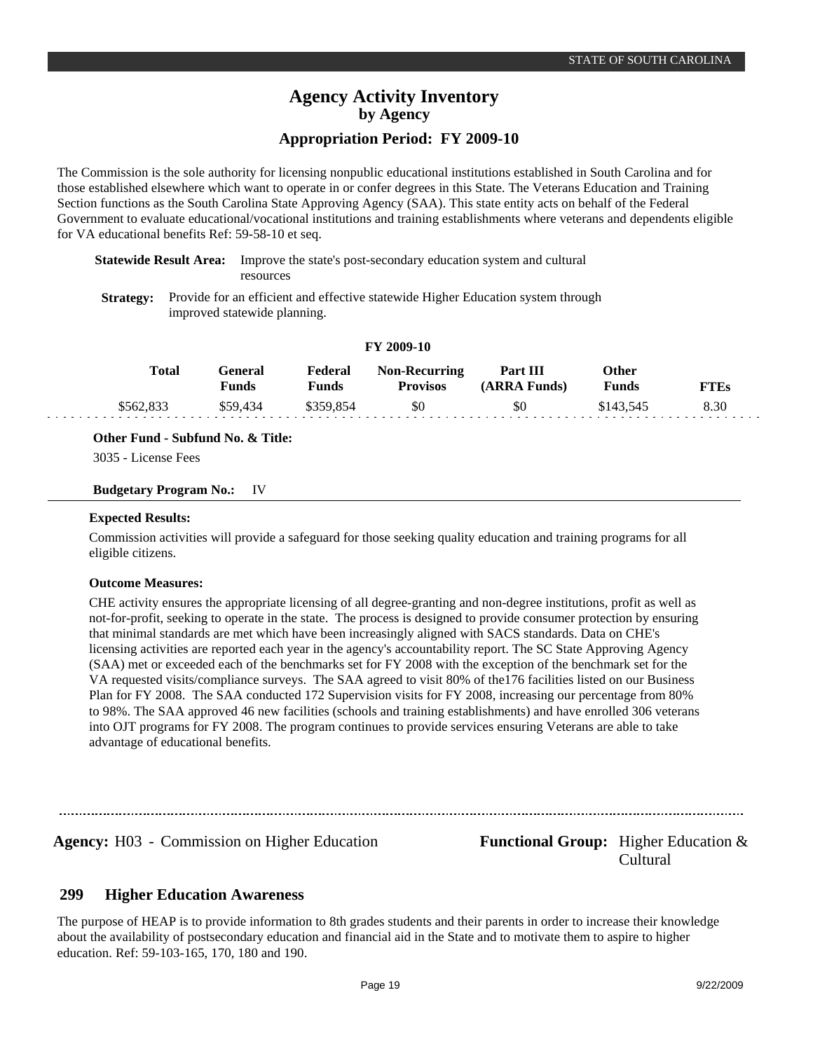The Commission is the sole authority for licensing nonpublic educational institutions established in South Carolina and for those established elsewhere which want to operate in or confer degrees in this State. The Veterans Education and Training Section functions as the South Carolina State Approving Agency (SAA). This state entity acts on behalf of the Federal Government to evaluate educational/vocational institutions and training establishments where veterans and dependents eligible for VA educational benefits Ref: 59-58-10 et seq.

**Statewide Result Area:** Improve the state's post-secondary education system and cultural resources

**Strategy:** Provide for an efficient and effective statewide Higher Education system through improved statewide planning.

**FY 2009-10**

| Total | General Funds | Federal Funds | Non-Recurring Provisos | Part III (ARRA Funds) | Other Funds | FTEs |
|---|---|---|---|---|---|---|
| \$562,833 | \$59,434 | \$359,854 | \$0 | \$0 | \$143,545 | 8.30 |

**Other Fund - Subfund No. & Title:**

3035 - License Fees

**Budgetary Program No.:** IV

**Expected Results:**

Commission activities will provide a safeguard for those seeking quality education and training programs for all eligible citizens.

**Outcome Measures:**

CHE activity ensures the appropriate licensing of all degree-granting and non-degree institutions, profit as well as not-for-profit, seeking to operate in the state. The process is designed to provide consumer protection by ensuring that minimal standards are met which have been increasingly aligned with SACS standards. Data on CHE's licensing activities are reported each year in the agency's accountability report. The SC State Approving Agency (SAA) met or exceeded each of the benchmarks set for FY 2008 with the exception of the benchmark set for the VA requested visits/compliance surveys. The SAA agreed to visit 80% of the176 facilities listed on our Business Plan for FY 2008. The SAA conducted 172 Supervision visits for FY 2008, increasing our percentage from 80% to 98%. The SAA approved 46 new facilities (schools and training establishments) and have enrolled 306 veterans into OJT programs for FY 2008. The program continues to provide services ensuring Veterans are able to take advantage of educational benefits.

**Agency:** H03 - Commission on Higher Education **Functional Group:** Higher Education & Cultural

## 299 Higher Education Awareness

The purpose of HEAP is to provide information to 8th grades students and their parents in order to increase their knowledge about the availability of postsecondary education and financial aid in the State and to motivate them to aspire to higher education. Ref: 59-103-165, 170, 180 and 190.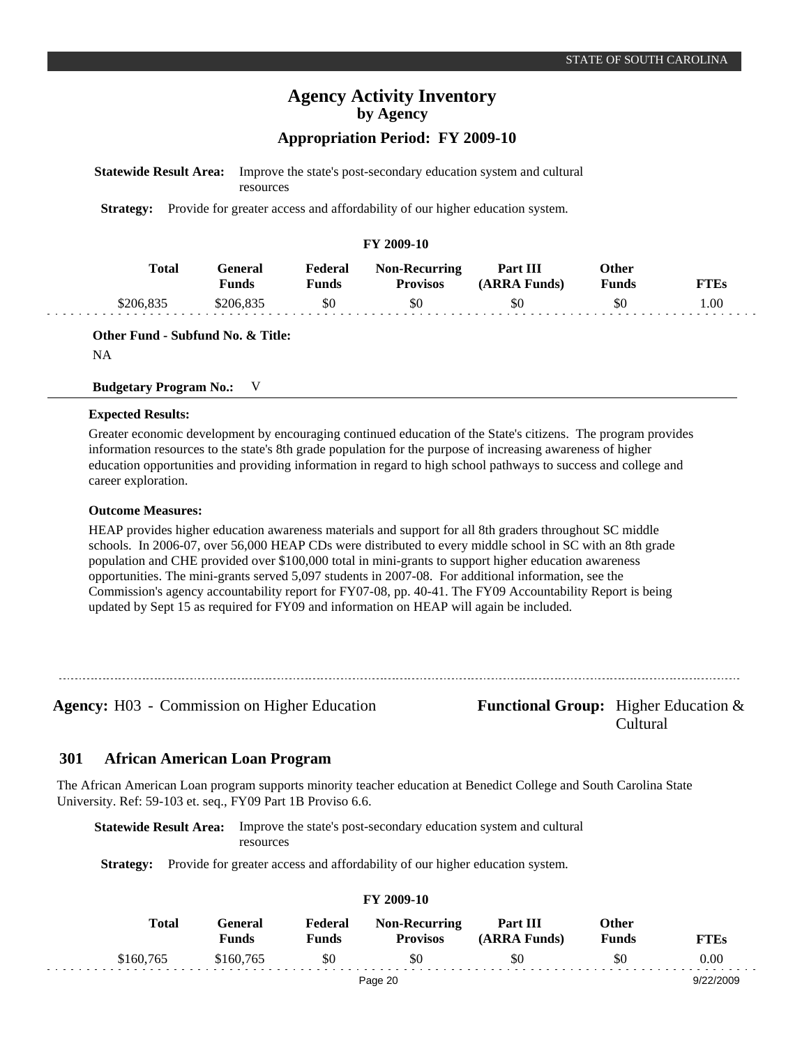**Statewide Result Area:** Improve the state's post-secondary education system and cultural resources

**Strategy:** Provide for greater access and affordability of our higher education system.

**FY 2009-10**

| Total | General Funds | Federal Funds | Non-Recurring Provisos | Part III (ARRA Funds) | Other Funds | FTEs |
|---|---|---|---|---|---|---|
| $206,835 | $206,835 | $0 | $0 | $0 | $0 | 1.00 |

**Other Fund - Subfund No. & Title:**

NA

**Budgetary Program No.:** V

**Expected Results:**

Greater economic development by encouraging continued education of the State's citizens. The program provides information resources to the state's 8th grade population for the purpose of increasing awareness of higher education opportunities and providing information in regard to high school pathways to success and college and career exploration.

**Outcome Measures:**

HEAP provides higher education awareness materials and support for all 8th graders throughout SC middle schools. In 2006-07, over 56,000 HEAP CDs were distributed to every middle school in SC with an 8th grade population and CHE provided over $100,000 total in mini-grants to support higher education awareness opportunities. The mini-grants served 5,097 students in 2007-08. For additional information, see the Commission's agency accountability report for FY07-08, pp. 40-41. The FY09 Accountability Report is being updated by Sept 15 as required for FY09 and information on HEAP will again be included.

---

**Agency:** H03 - Commission on Higher Education **Functional Group:** Higher Education & Cultural

## 301 African American Loan Program

The African American Loan program supports minority teacher education at Benedict College and South Carolina State University. Ref: 59-103 et. seq., FY09 Part 1B Proviso 6.6.

**Statewide Result Area:** Improve the state's post-secondary education system and cultural resources

**Strategy:** Provide for greater access and affordability of our higher education system.

**FY 2009-10**

| Total | General Funds | Federal Funds | Non-Recurring Provisos | Part III (ARRA Funds) | Other Funds | FTEs |
|---|---|---|---|---|---|---|
| $160,765 | $160,765 | $0 | $0 | $0 | $0 | 0.00 |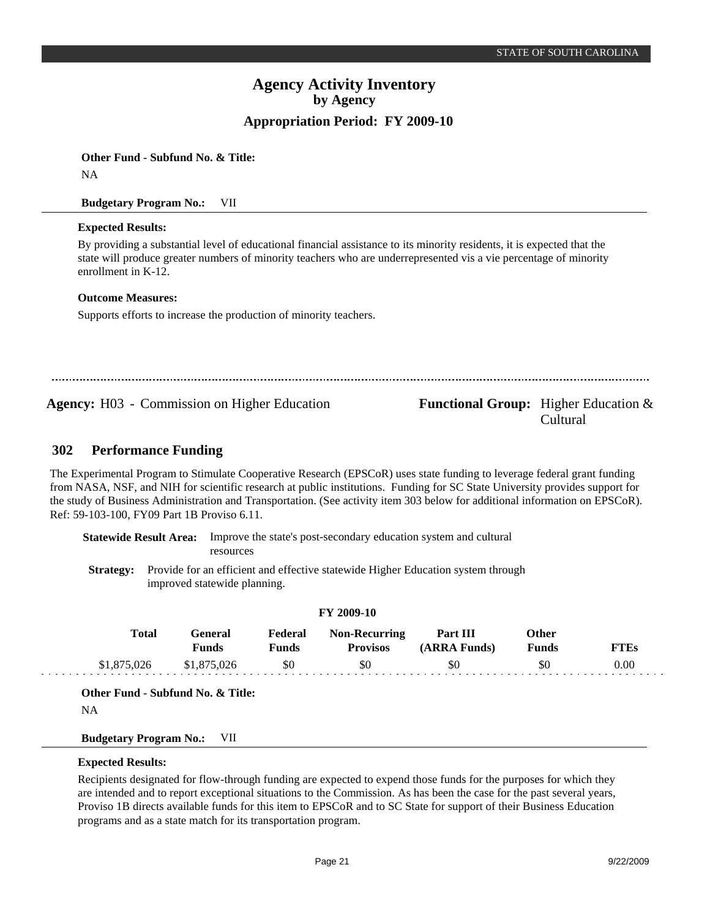**Other Fund - Subfund No. & Title:**

NA

**Budgetary Program No.:** VII

**Expected Results:**

By providing a substantial level of educational financial assistance to its minority residents, it is expected that the state will produce greater numbers of minority teachers who are underrepresented vis a vie percentage of minority enrollment in K-12.

**Outcome Measures:**

Supports efforts to increase the production of minority teachers.

---

**Agency:** H03 - Commission on Higher Education

**Functional Group:** Higher Education & Cultural

## 302 Performance Funding

The Experimental Program to Stimulate Cooperative Research (EPSCoR) uses state funding to leverage federal grant funding from NASA, NSF, and NIH for scientific research at public institutions. Funding for SC State University provides support for the study of Business Administration and Transportation. (See activity item 303 below for additional information on EPSCoR). Ref: 59-103-100, FY09 Part 1B Proviso 6.11.

**Statewide Result Area:** Improve the state's post-secondary education system and cultural resources

**Strategy:** Provide for an efficient and effective statewide Higher Education system through improved statewide planning.

**FY 2009-10**

| Total | General Funds | Federal Funds | Non-Recurring Provisos | Part III (ARRA Funds) | Other Funds | FTEs |
|---|---|---|---|---|---|---|
| $1,875,026 | $1,875,026 | $0 | $0 | $0 | $0 | 0.00 |

**Other Fund - Subfund No. & Title:**

NA

**Budgetary Program No.:** VII

**Expected Results:**

Recipients designated for flow-through funding are expected to expend those funds for the purposes for which they are intended and to report exceptional situations to the Commission. As has been the case for the past several years, Proviso 1B directs available funds for this item to EPSCoR and to SC State for support of their Business Education programs and as a state match for its transportation program.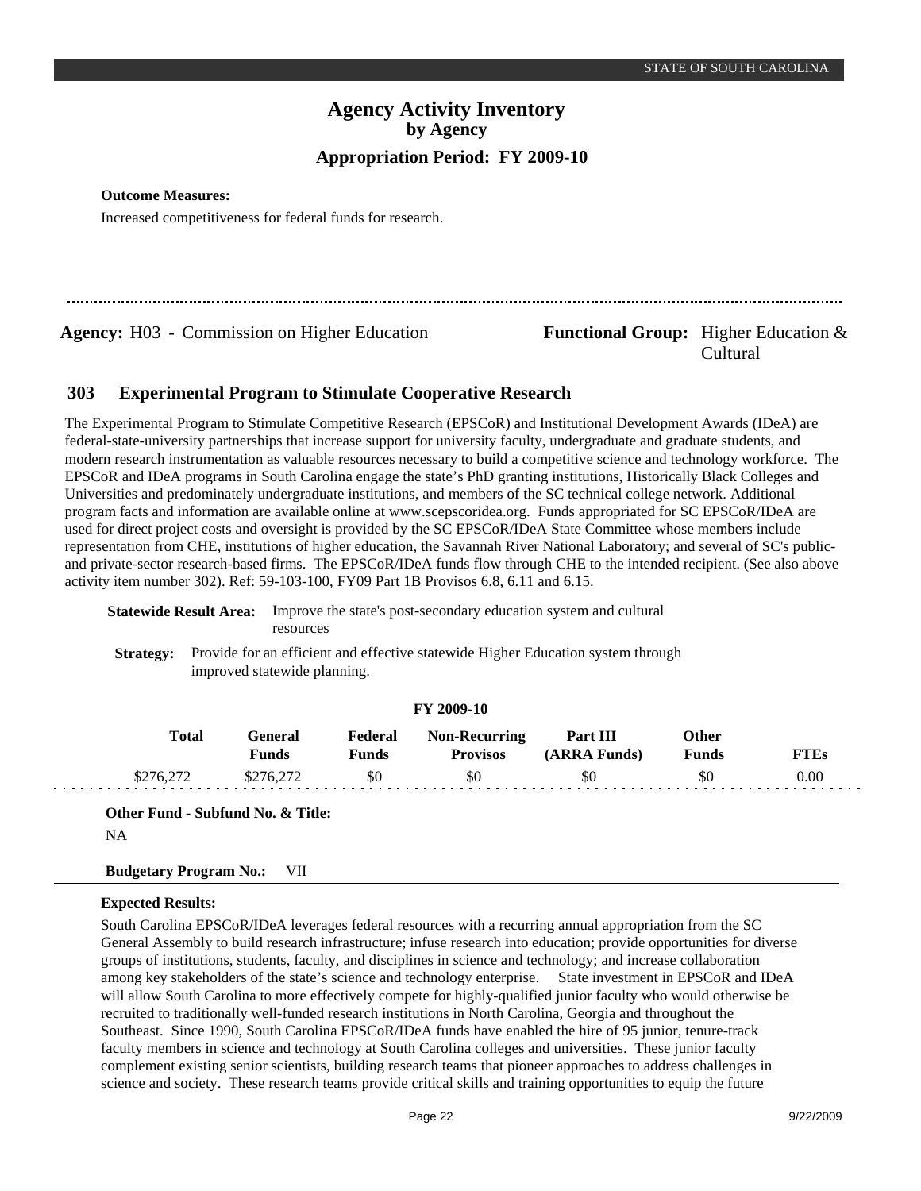**Outcome Measures:**

Increased competitiveness for federal funds for research.

---

**Agency:** H03 - Commission on Higher Education

**Functional Group:** Higher Education & Cultural

## 303 Experimental Program to Stimulate Cooperative Research

The Experimental Program to Stimulate Competitive Research (EPSCoR) and Institutional Development Awards (IDeA) are federal-state-university partnerships that increase support for university faculty, undergraduate and graduate students, and modern research instrumentation as valuable resources necessary to build a competitive science and technology workforce. The EPSCoR and IDeA programs in South Carolina engage the state's PhD granting institutions, Historically Black Colleges and Universities and predominately undergraduate institutions, and members of the SC technical college network. Additional program facts and information are available online at www.scepscoridea.org. Funds appropriated for SC EPSCoR/IDeA are used for direct project costs and oversight is provided by the SC EPSCoR/IDeA State Committee whose members include representation from CHE, institutions of higher education, the Savannah River National Laboratory; and several of SC's public- and private-sector research-based firms. The EPSCoR/IDeA funds flow through CHE to the intended recipient. (See also above activity item number 302). Ref: 59-103-100, FY09 Part 1B Provisos 6.8, 6.11 and 6.15.

**Statewide Result Area:** Improve the state's post-secondary education system and cultural resources

**Strategy:** Provide for an efficient and effective statewide Higher Education system through improved statewide planning.

**FY 2009-10**

| Total | General Funds | Federal Funds | Non-Recurring Provisos | Part III (ARRA Funds) | Other Funds | FTEs |
|---|---|---|---|---|---|---|
| $276,272 | $276,272 | $0 | $0 | $0 | $0 | 0.00 |

**Other Fund - Subfund No. & Title:**

NA

**Budgetary Program No.:** VII

**Expected Results:**

South Carolina EPSCoR/IDeA leverages federal resources with a recurring annual appropriation from the SC General Assembly to build research infrastructure; infuse research into education; provide opportunities for diverse groups of institutions, students, faculty, and disciplines in science and technology; and increase collaboration among key stakeholders of the state's science and technology enterprise. State investment in EPSCoR and IDeA will allow South Carolina to more effectively compete for highly-qualified junior faculty who would otherwise be recruited to traditionally well-funded research institutions in North Carolina, Georgia and throughout the Southeast. Since 1990, South Carolina EPSCoR/IDeA funds have enabled the hire of 95 junior, tenure-track faculty members in science and technology at South Carolina colleges and universities. These junior faculty complement existing senior scientists, building research teams that pioneer approaches to address challenges in science and society. These research teams provide critical skills and training opportunities to equip the future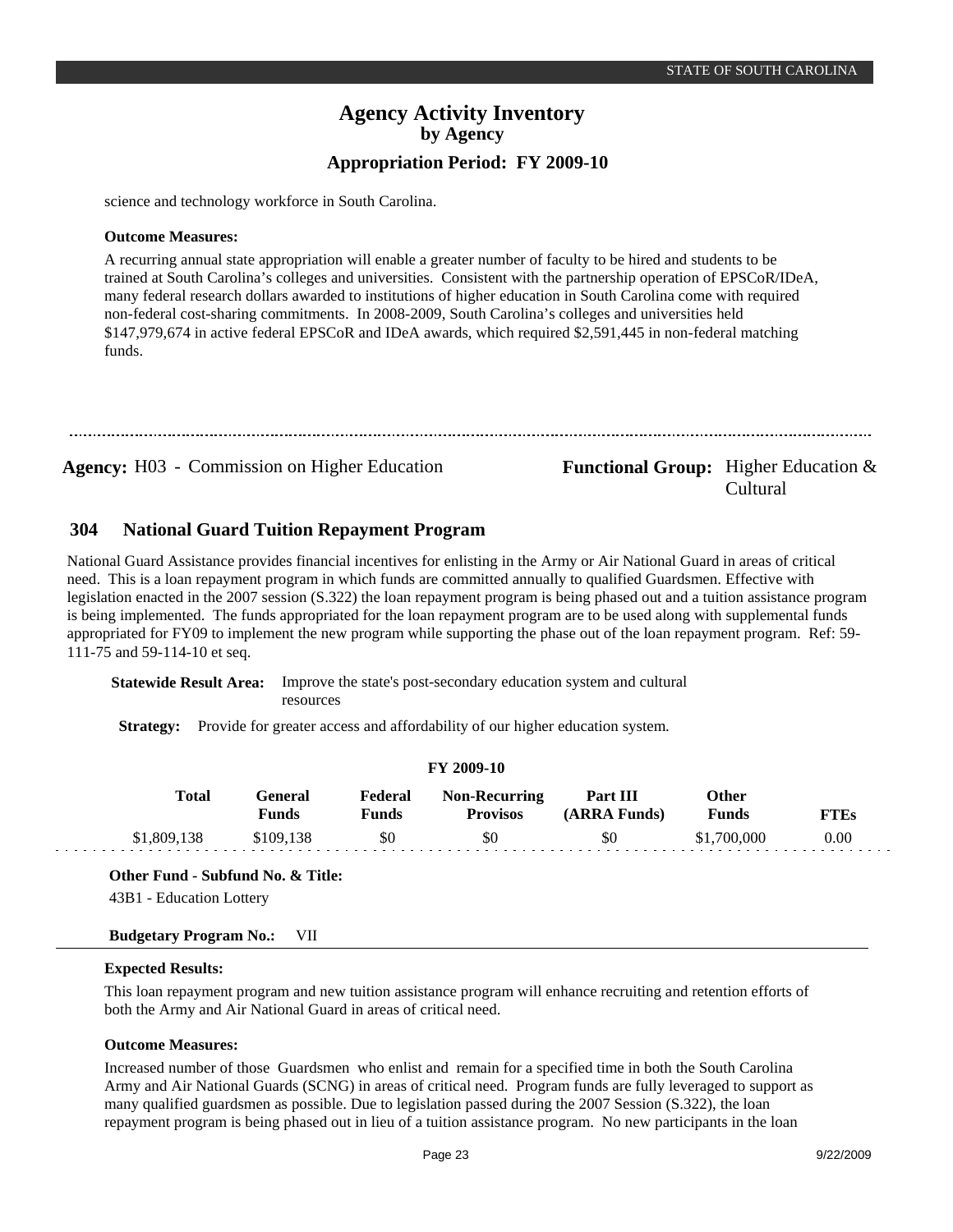science and technology workforce in South Carolina.

**Outcome Measures:**

A recurring annual state appropriation will enable a greater number of faculty to be hired and students to be trained at South Carolina's colleges and universities. Consistent with the partnership operation of EPSCoR/IDeA, many federal research dollars awarded to institutions of higher education in South Carolina come with required non-federal cost-sharing commitments. In 2008-2009, South Carolina's colleges and universities held $147,979,674 in active federal EPSCoR and IDeA awards, which required $2,591,445 in non-federal matching funds.

---

**Agency:** H03 - Commission on Higher Education

**Functional Group:** Higher Education & Cultural

## 304 National Guard Tuition Repayment Program

National Guard Assistance provides financial incentives for enlisting in the Army or Air National Guard in areas of critical need. This is a loan repayment program in which funds are committed annually to qualified Guardsmen. Effective with legislation enacted in the 2007 session (S.322) the loan repayment program is being phased out and a tuition assistance program is being implemented. The funds appropriated for the loan repayment program are to be used along with supplemental funds appropriated for FY09 to implement the new program while supporting the phase out of the loan repayment program. Ref: 59-111-75 and 59-114-10 et seq.

**Statewide Result Area:** Improve the state's post-secondary education system and cultural resources

**Strategy:** Provide for greater access and affordability of our higher education system.

**FY 2009-10**

| Total | General Funds | Federal Funds | Non-Recurring Provisos | Part III (ARRA Funds) | Other Funds | FTEs |
|---|---|---|---|---|---|---|
| $1,809,138 | $109,138 | $0 | $0 | $0 | $1,700,000 | 0.00 |

**Other Fund - Subfund No. & Title:**

43B1 - Education Lottery

**Budgetary Program No.:** VII

**Expected Results:**

This loan repayment program and new tuition assistance program will enhance recruiting and retention efforts of both the Army and Air National Guard in areas of critical need.

**Outcome Measures:**

Increased number of those Guardsmen who enlist and remain for a specified time in both the South Carolina Army and Air National Guards (SCNG) in areas of critical need. Program funds are fully leveraged to support as many qualified guardsmen as possible. Due to legislation passed during the 2007 Session (S.322), the loan repayment program is being phased out in lieu of a tuition assistance program. No new participants in the loan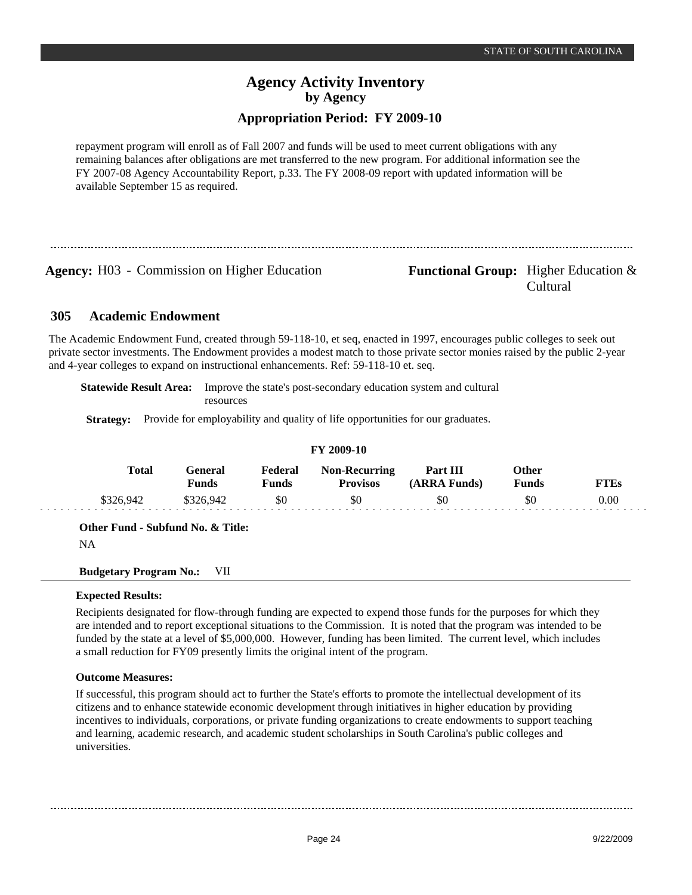repayment program will enroll as of Fall 2007 and funds will be used to meet current obligations with any remaining balances after obligations are met transferred to the new program. For additional information see the FY 2007-08 Agency Accountability Report, p.33. The FY 2008-09 report with updated information will be available September 15 as required.

**Agency:** H03 - Commission on Higher Education

**Functional Group:** Higher Education & Cultural

## 305 Academic Endowment

The Academic Endowment Fund, created through 59-118-10, et seq, enacted in 1997, encourages public colleges to seek out private sector investments. The Endowment provides a modest match to those private sector monies raised by the public 2-year and 4-year colleges to expand on instructional enhancements. Ref: 59-118-10 et. seq.

**Statewide Result Area:** Improve the state's post-secondary education system and cultural resources

**Strategy:** Provide for employability and quality of life opportunities for our graduates.

**FY 2009-10**

| Total | General Funds | Federal Funds | Non-Recurring Provisos | Part III (ARRA Funds) | Other Funds | FTEs |
|---|---|---|---|---|---|---|
| $326,942 | $326,942 | $0 | $0 | $0 | $0 | 0.00 |

**Other Fund - Subfund No. & Title:**

NA

**Budgetary Program No.:** VII

**Expected Results:**

Recipients designated for flow-through funding are expected to expend those funds for the purposes for which they are intended and to report exceptional situations to the Commission. It is noted that the program was intended to be funded by the state at a level of $5,000,000. However, funding has been limited. The current level, which includes a small reduction for FY09 presently limits the original intent of the program.

**Outcome Measures:**

If successful, this program should act to further the State's efforts to promote the intellectual development of its citizens and to enhance statewide economic development through initiatives in higher education by providing incentives to individuals, corporations, or private funding organizations to create endowments to support teaching and learning, academic research, and academic student scholarships in South Carolina's public colleges and universities.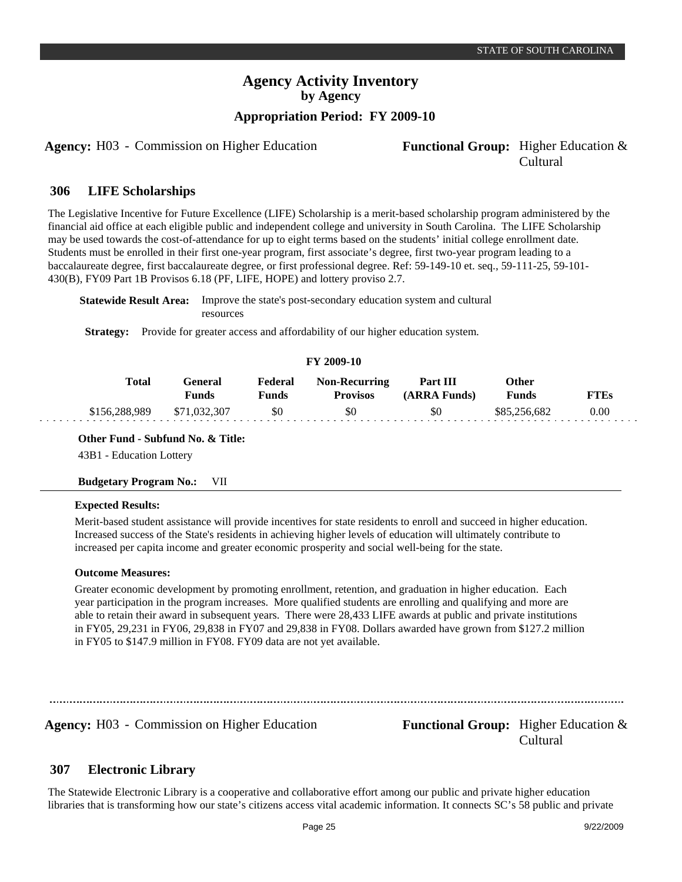**Agency:** H03 - Commission on Higher Education

**Functional Group:** Higher Education & Cultural

## 306 LIFE Scholarships

The Legislative Incentive for Future Excellence (LIFE) Scholarship is a merit-based scholarship program administered by the financial aid office at each eligible public and independent college and university in South Carolina. The LIFE Scholarship may be used towards the cost-of-attendance for up to eight terms based on the students' initial college enrollment date. Students must be enrolled in their first one-year program, first associate's degree, first two-year program leading to a baccalaureate degree, first baccalaureate degree, or first professional degree. Ref: 59-149-10 et. seq., 59-111-25, 59-101-430(B), FY09 Part 1B Provisos 6.18 (PF, LIFE, HOPE) and lottery proviso 2.7.

**Statewide Result Area:** Improve the state's post-secondary education system and cultural resources

**Strategy:** Provide for greater access and affordability of our higher education system.

**FY 2009-10**

| Total | General Funds | Federal Funds | Non-Recurring Provisos | Part III (ARRA Funds) | Other Funds | FTEs |
|---|---|---|---|---|---|---|
| $156,288,989 | $71,032,307 | $0 | $0 | $0 | $85,256,682 | 0.00 |

**Other Fund - Subfund No. & Title:**

43B1 - Education Lottery

**Budgetary Program No.:** VII

**Expected Results:**

Merit-based student assistance will provide incentives for state residents to enroll and succeed in higher education. Increased success of the State's residents in achieving higher levels of education will ultimately contribute to increased per capita income and greater economic prosperity and social well-being for the state.

**Outcome Measures:**

Greater economic development by promoting enrollment, retention, and graduation in higher education. Each year participation in the program increases. More qualified students are enrolling and qualifying and more are able to retain their award in subsequent years. There were 28,433 LIFE awards at public and private institutions in FY05, 29,231 in FY06, 29,838 in FY07 and 29,838 in FY08. Dollars awarded have grown from $127.2 million in FY05 to $147.9 million in FY08. FY09 data are not yet available.

---

**Agency:** H03 - Commission on Higher Education

**Functional Group:** Higher Education & Cultural

## 307 Electronic Library

The Statewide Electronic Library is a cooperative and collaborative effort among our public and private higher education libraries that is transforming how our state's citizens access vital academic information. It connects SC's 58 public and private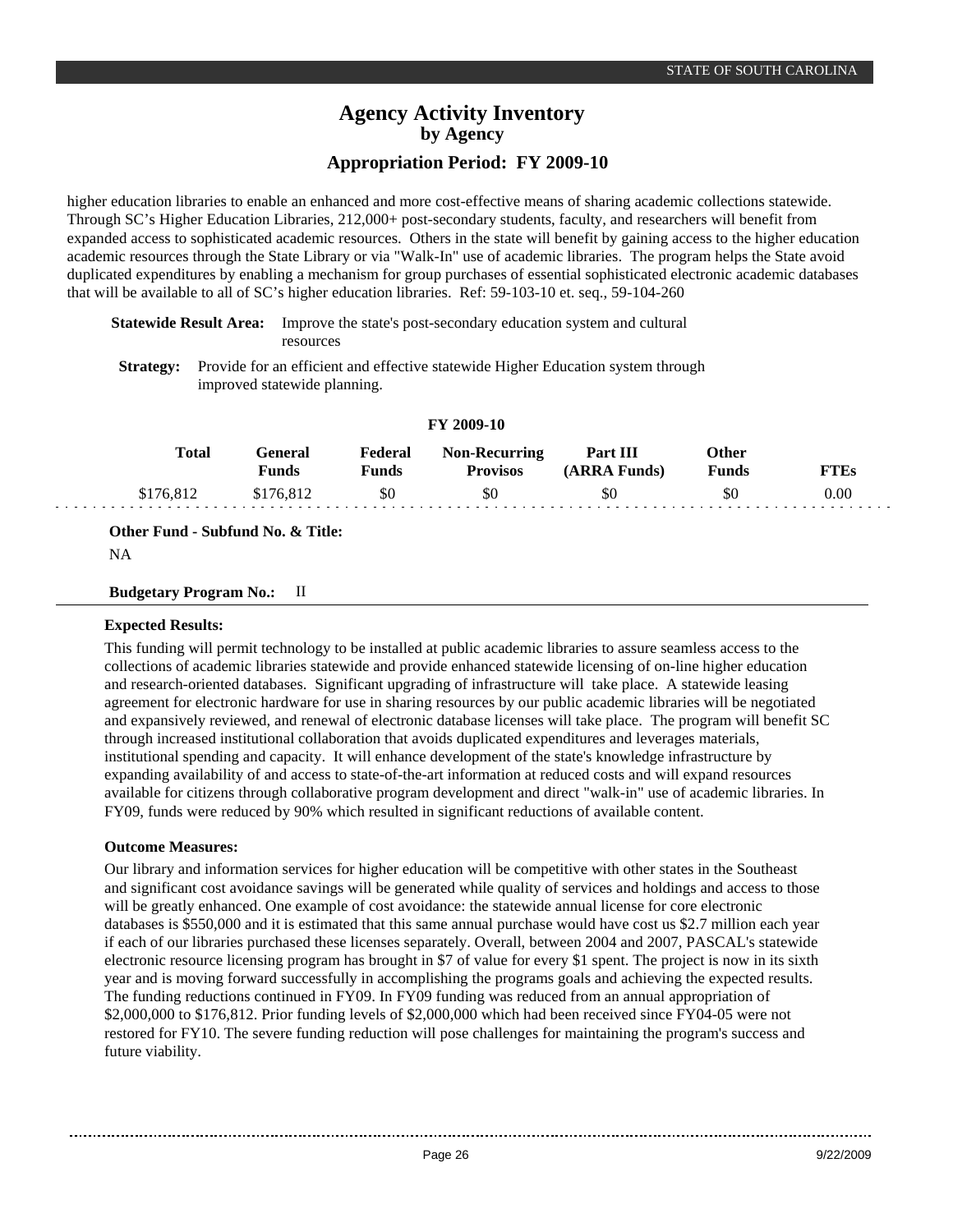higher education libraries to enable an enhanced and more cost-effective means of sharing academic collections statewide. Through SC's Higher Education Libraries, 212,000+ post-secondary students, faculty, and researchers will benefit from expanded access to sophisticated academic resources. Others in the state will benefit by gaining access to the higher education academic resources through the State Library or via "Walk-In" use of academic libraries. The program helps the State avoid duplicated expenditures by enabling a mechanism for group purchases of essential sophisticated electronic academic databases that will be available to all of SC's higher education libraries. Ref: 59-103-10 et. seq., 59-104-260

**Statewide Result Area:** Improve the state's post-secondary education system and cultural resources

**Strategy:** Provide for an efficient and effective statewide Higher Education system through improved statewide planning.

**FY 2009-10**

| Total | General Funds | Federal Funds | Non-Recurring Provisos | Part III (ARRA Funds) | Other Funds | FTEs |
|---|---|---|---|---|---|---|
| \$176,812 | \$176,812 | \$0 | \$0 | \$0 | \$0 | 0.00 |

**Other Fund - Subfund No. & Title:**

NA

**Budgetary Program No.:** II

**Expected Results:**

This funding will permit technology to be installed at public academic libraries to assure seamless access to the collections of academic libraries statewide and provide enhanced statewide licensing of on-line higher education and research-oriented databases. Significant upgrading of infrastructure will take place. A statewide leasing agreement for electronic hardware for use in sharing resources by our public academic libraries will be negotiated and expansively reviewed, and renewal of electronic database licenses will take place. The program will benefit SC through increased institutional collaboration that avoids duplicated expenditures and leverages materials, institutional spending and capacity. It will enhance development of the state's knowledge infrastructure by expanding availability of and access to state-of-the-art information at reduced costs and will expand resources available for citizens through collaborative program development and direct "walk-in" use of academic libraries. In FY09, funds were reduced by 90% which resulted in significant reductions of available content.

**Outcome Measures:**

Our library and information services for higher education will be competitive with other states in the Southeast and significant cost avoidance savings will be generated while quality of services and holdings and access to those will be greatly enhanced. One example of cost avoidance: the statewide annual license for core electronic databases is \$550,000 and it is estimated that this same annual purchase would have cost us \$2.7 million each year if each of our libraries purchased these licenses separately. Overall, between 2004 and 2007, PASCAL's statewide electronic resource licensing program has brought in \$7 of value for every \$1 spent. The project is now in its sixth year and is moving forward successfully in accomplishing the programs goals and achieving the expected results. The funding reductions continued in FY09. In FY09 funding was reduced from an annual appropriation of \$2,000,000 to \$176,812. Prior funding levels of \$2,000,000 which had been received since FY04-05 were not restored for FY10. The severe funding reduction will pose challenges for maintaining the program's success and future viability.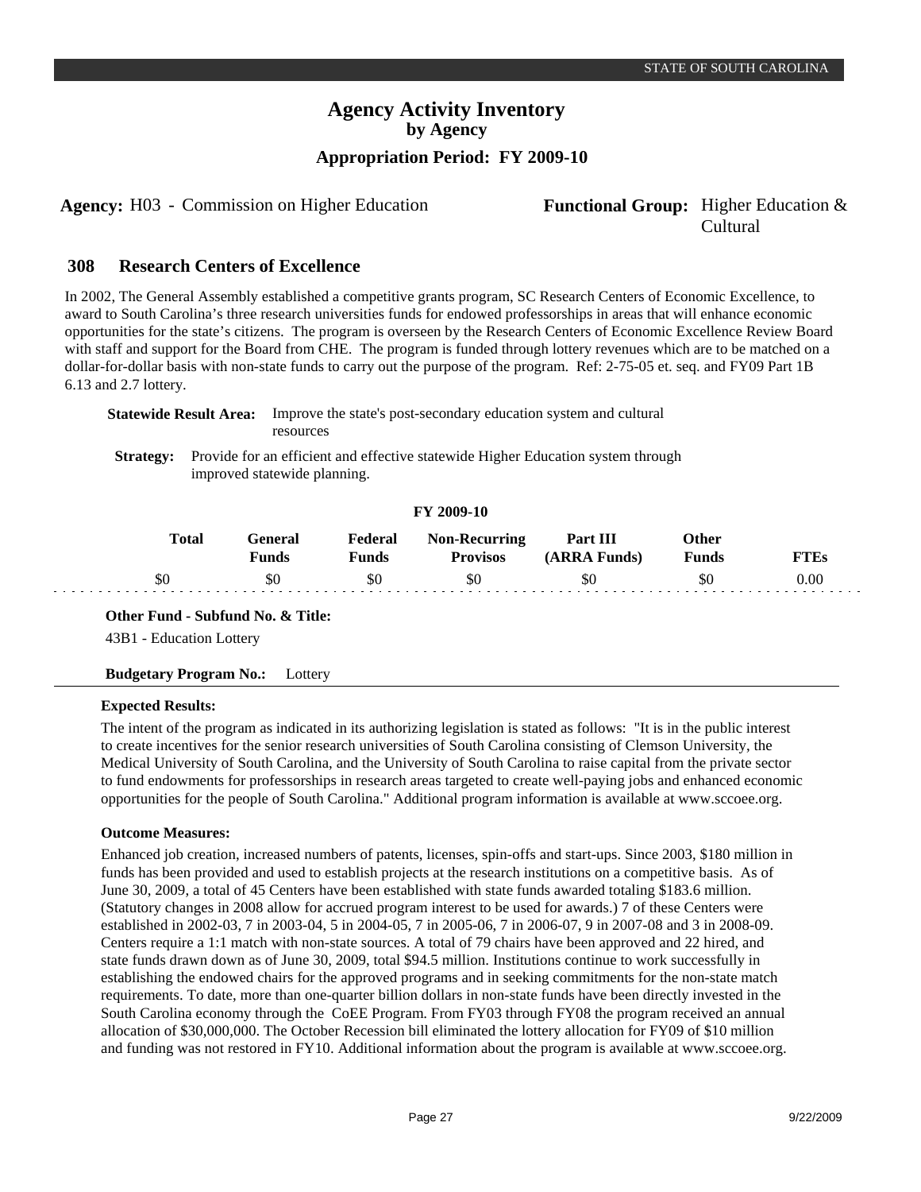# Agency Activity Inventory
## by Agency
### Appropriation Period: FY 2009-10

**Agency:** H03 - Commission on Higher Education

**Functional Group:** Higher Education & Cultural

## 308 Research Centers of Excellence

In 2002, The General Assembly established a competitive grants program, SC Research Centers of Economic Excellence, to award to South Carolina's three research universities funds for endowed professorships in areas that will enhance economic opportunities for the state's citizens. The program is overseen by the Research Centers of Economic Excellence Review Board with staff and support for the Board from CHE. The program is funded through lottery revenues which are to be matched on a dollar-for-dollar basis with non-state funds to carry out the purpose of the program. Ref: 2-75-05 et. seq. and FY09 Part 1B 6.13 and 2.7 lottery.

**Statewide Result Area:** Improve the state's post-secondary education system and cultural resources

**Strategy:** Provide for an efficient and effective statewide Higher Education system through improved statewide planning.

**FY 2009-10**

| Total | General Funds | Federal Funds | Non-Recurring Provisos | Part III (ARRA Funds) | Other Funds | FTEs |
|---|---|---|---|---|---|---|
| $0 | $0 | $0 | $0 | $0 | $0 | 0.00 |

**Other Fund - Subfund No. & Title:**

43B1 - Education Lottery

**Budgetary Program No.:** Lottery

**Expected Results:**

The intent of the program as indicated in its authorizing legislation is stated as follows: "It is in the public interest to create incentives for the senior research universities of South Carolina consisting of Clemson University, the Medical University of South Carolina, and the University of South Carolina to raise capital from the private sector to fund endowments for professorships in research areas targeted to create well-paying jobs and enhanced economic opportunities for the people of South Carolina." Additional program information is available at www.sccoee.org.

**Outcome Measures:**

Enhanced job creation, increased numbers of patents, licenses, spin-offs and start-ups. Since 2003, $180 million in funds has been provided and used to establish projects at the research institutions on a competitive basis. As of June 30, 2009, a total of 45 Centers have been established with state funds awarded totaling $183.6 million. (Statutory changes in 2008 allow for accrued program interest to be used for awards.) 7 of these Centers were established in 2002-03, 7 in 2003-04, 5 in 2004-05, 7 in 2005-06, 7 in 2006-07, 9 in 2007-08 and 3 in 2008-09. Centers require a 1:1 match with non-state sources. A total of 79 chairs have been approved and 22 hired, and state funds drawn down as of June 30, 2009, total $94.5 million. Institutions continue to work successfully in establishing the endowed chairs for the approved programs and in seeking commitments for the non-state match requirements. To date, more than one-quarter billion dollars in non-state funds have been directly invested in the South Carolina economy through the CoEE Program. From FY03 through FY08 the program received an annual allocation of $30,000,000. The October Recession bill eliminated the lottery allocation for FY09 of $10 million and funding was not restored in FY10. Additional information about the program is available at www.sccoee.org.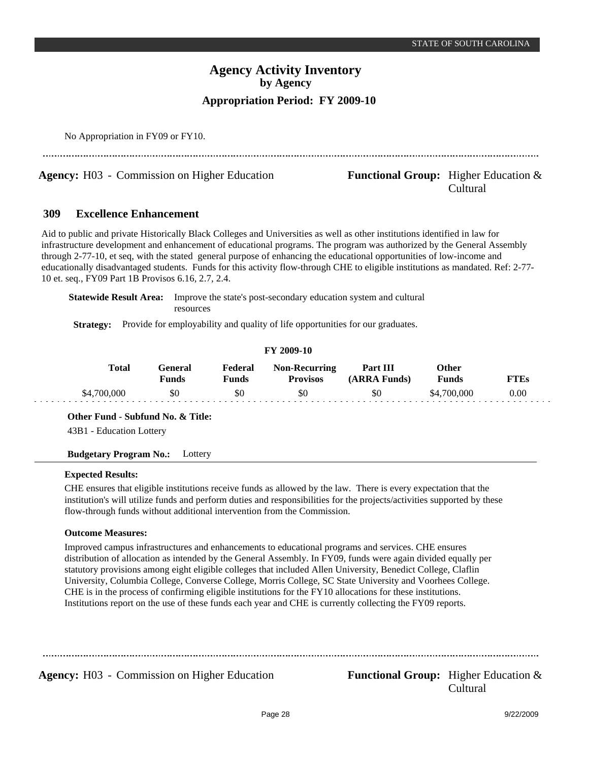No Appropriation in FY09 or FY10.

---

**Agency:** H03 - Commission on Higher Education

**Functional Group:** Higher Education & Cultural

## 309 Excellence Enhancement

Aid to public and private Historically Black Colleges and Universities as well as other institutions identified in law for infrastructure development and enhancement of educational programs. The program was authorized by the General Assembly through 2-77-10, et seq, with the stated general purpose of enhancing the educational opportunities of low-income and educationally disadvantaged students. Funds for this activity flow-through CHE to eligible institutions as mandated. Ref: 2-77-10 et. seq., FY09 Part 1B Provisos 6.16, 2.7, 2.4.

**Statewide Result Area:** Improve the state's post-secondary education system and cultural resources

**Strategy:** Provide for employability and quality of life opportunities for our graduates.

**FY 2009-10**

| Total | General Funds | Federal Funds | Non-Recurring Provisos | Part III (ARRA Funds) | Other Funds | FTEs |
|---|---|---|---|---|---|---|
| $4,700,000 | $0 | $0 | $0 | $0 | $4,700,000 | 0.00 |

**Other Fund - Subfund No. & Title:**

43B1 - Education Lottery

**Budgetary Program No.:** Lottery

**Expected Results:**

CHE ensures that eligible institutions receive funds as allowed by the law. There is every expectation that the institution's will utilize funds and perform duties and responsibilities for the projects/activities supported by these flow-through funds without additional intervention from the Commission.

**Outcome Measures:**

Improved campus infrastructures and enhancements to educational programs and services. CHE ensures distribution of allocation as intended by the General Assembly. In FY09, funds were again divided equally per statutory provisions among eight eligible colleges that included Allen University, Benedict College, Claflin University, Columbia College, Converse College, Morris College, SC State University and Voorhees College. CHE is in the process of confirming eligible institutions for the FY10 allocations for these institutions. Institutions report on the use of these funds each year and CHE is currently collecting the FY09 reports.

---

**Agency:** H03 - Commission on Higher Education

**Functional Group:** Higher Education & Cultural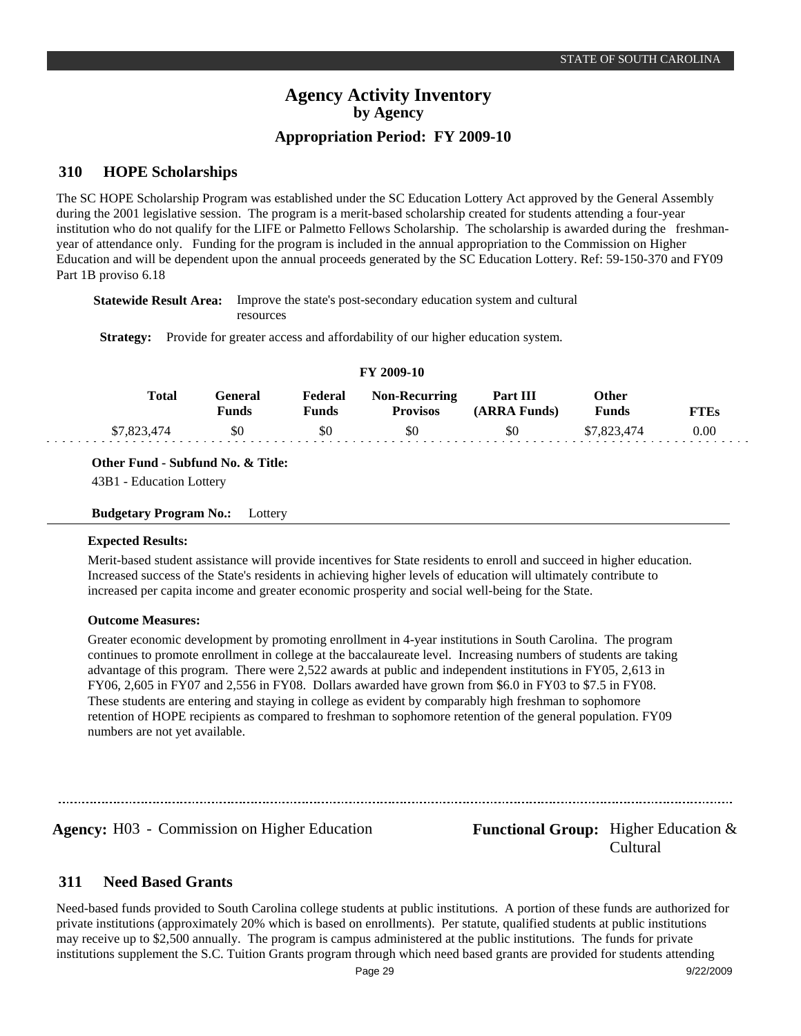## 310 HOPE Scholarships

The SC HOPE Scholarship Program was established under the SC Education Lottery Act approved by the General Assembly during the 2001 legislative session. The program is a merit-based scholarship created for students attending a four-year institution who do not qualify for the LIFE or Palmetto Fellows Scholarship. The scholarship is awarded during the freshman-year of attendance only. Funding for the program is included in the annual appropriation to the Commission on Higher Education and will be dependent upon the annual proceeds generated by the SC Education Lottery. Ref: 59-150-370 and FY09 Part 1B proviso 6.18

**Statewide Result Area:** Improve the state's post-secondary education system and cultural resources

**Strategy:** Provide for greater access and affordability of our higher education system.

**FY 2009-10**

| Total | General Funds | Federal Funds | Non-Recurring Provisos | Part III (ARRA Funds) | Other Funds | FTEs |
|---|---|---|---|---|---|---|
| $7,823,474 | $0 | $0 | $0 | $0 | $7,823,474 | 0.00 |

**Other Fund - Subfund No. & Title:**
43B1 - Education Lottery

**Budgetary Program No.:** Lottery

**Expected Results:**

Merit-based student assistance will provide incentives for State residents to enroll and succeed in higher education. Increased success of the State's residents in achieving higher levels of education will ultimately contribute to increased per capita income and greater economic prosperity and social well-being for the State.

**Outcome Measures:**

Greater economic development by promoting enrollment in 4-year institutions in South Carolina. The program continues to promote enrollment in college at the baccalaureate level. Increasing numbers of students are taking advantage of this program. There were 2,522 awards at public and independent institutions in FY05, 2,613 in FY06, 2,605 in FY07 and 2,556 in FY08. Dollars awarded have grown from $6.0 in FY03 to $7.5 in FY08. These students are entering and staying in college as evident by comparably high freshman to sophomore retention of HOPE recipients as compared to freshman to sophomore retention of the general population. FY09 numbers are not yet available.

**Agency:** H03 - Commission on Higher Education

**Functional Group:** Higher Education & Cultural

## 311 Need Based Grants

Need-based funds provided to South Carolina college students at public institutions. A portion of these funds are authorized for private institutions (approximately 20% which is based on enrollments). Per statute, qualified students at public institutions may receive up to $2,500 annually. The program is campus administered at the public institutions. The funds for private institutions supplement the S.C. Tuition Grants program through which need based grants are provided for students attending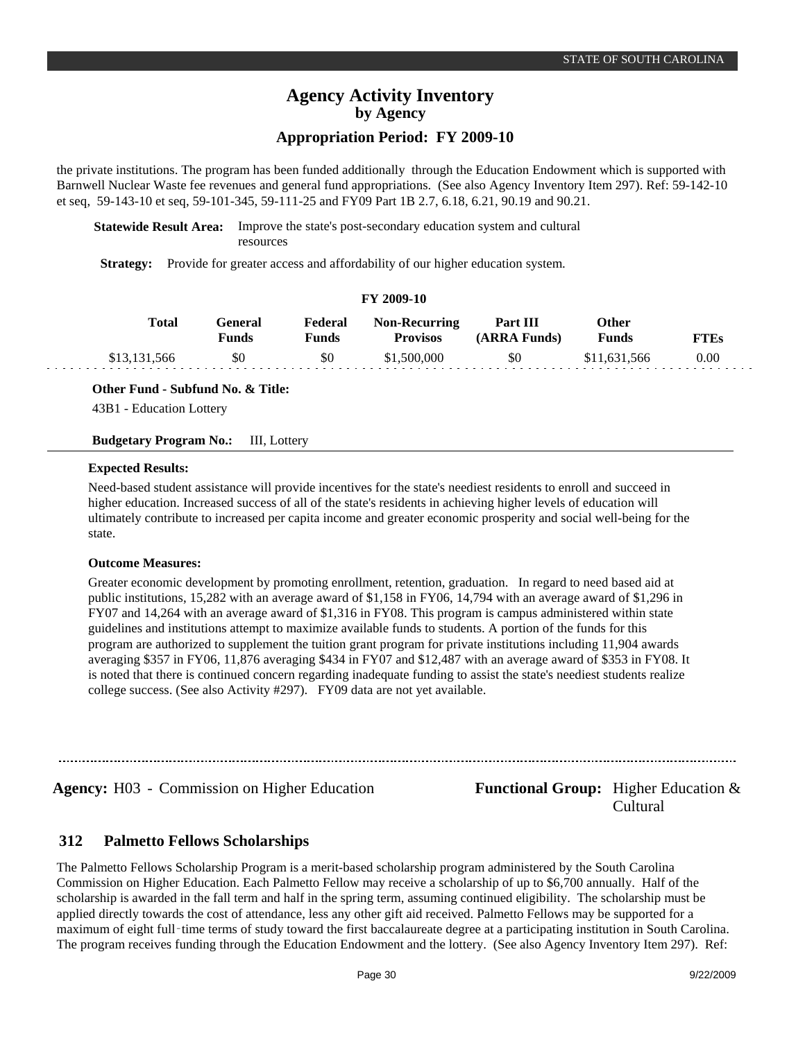the private institutions. The program has been funded additionally through the Education Endowment which is supported with Barnwell Nuclear Waste fee revenues and general fund appropriations. (See also Agency Inventory Item 297). Ref: 59-142-10 et seq, 59-143-10 et seq, 59-101-345, 59-111-25 and FY09 Part 1B 2.7, 6.18, 6.21, 90.19 and 90.21.

**Statewide Result Area:** Improve the state's post-secondary education system and cultural resources

**Strategy:** Provide for greater access and affordability of our higher education system.

**FY 2009-10**

| Total | General Funds | Federal Funds | Non-Recurring Provisos | Part III (ARRA Funds) | Other Funds | FTEs |
|---|---|---|---|---|---|---|
| $13,131,566 | $0 | $0 | $1,500,000 | $0 | $11,631,566 | 0.00 |

**Other Fund - Subfund No. & Title:**

43B1 - Education Lottery

**Budgetary Program No.:** III, Lottery

**Expected Results:**

Need-based student assistance will provide incentives for the state's neediest residents to enroll and succeed in higher education. Increased success of all of the state's residents in achieving higher levels of education will ultimately contribute to increased per capita income and greater economic prosperity and social well-being for the state.

**Outcome Measures:**

Greater economic development by promoting enrollment, retention, graduation. In regard to need based aid at public institutions, 15,282 with an average award of $1,158 in FY06, 14,794 with an average award of $1,296 in FY07 and 14,264 with an average award of $1,316 in FY08. This program is campus administered within state guidelines and institutions attempt to maximize available funds to students. A portion of the funds for this program are authorized to supplement the tuition grant program for private institutions including 11,904 awards averaging $357 in FY06, 11,876 averaging $434 in FY07 and $12,487 with an average award of $353 in FY08. It is noted that there is continued concern regarding inadequate funding to assist the state's neediest students realize college success. (See also Activity #297). FY09 data are not yet available.

---

**Agency:** H03 - Commission on Higher Education

**Functional Group:** Higher Education & Cultural

## 312 Palmetto Fellows Scholarships

The Palmetto Fellows Scholarship Program is a merit-based scholarship program administered by the South Carolina Commission on Higher Education. Each Palmetto Fellow may receive a scholarship of up to $6,700 annually. Half of the scholarship is awarded in the fall term and half in the spring term, assuming continued eligibility. The scholarship must be applied directly towards the cost of attendance, less any other gift aid received. Palmetto Fellows may be supported for a maximum of eight full-time terms of study toward the first baccalaureate degree at a participating institution in South Carolina. The program receives funding through the Education Endowment and the lottery. (See also Agency Inventory Item 297). Ref: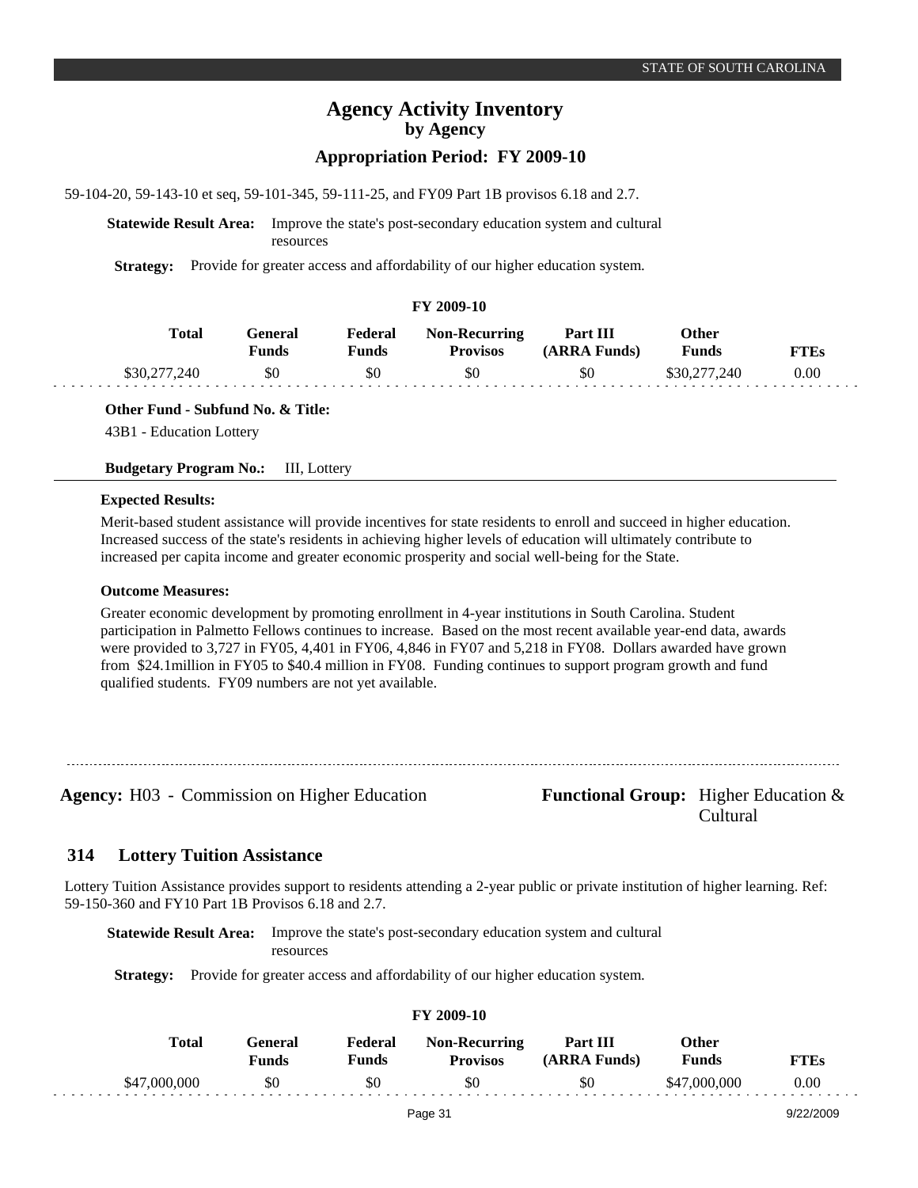59-104-20, 59-143-10 et seq, 59-101-345, 59-111-25, and FY09 Part 1B provisos 6.18 and 2.7.

**Statewide Result Area:** Improve the state's post-secondary education system and cultural resources

**Strategy:** Provide for greater access and affordability of our higher education system.

**FY 2009-10**

| Total | General Funds | Federal Funds | Non-Recurring Provisos | Part III (ARRA Funds) | Other Funds | FTEs |
|---|---|---|---|---|---|---|
| $30,277,240 | $0 | $0 | $0 | $0 | $30,277,240 | 0.00 |

**Other Fund - Subfund No. & Title:**

43B1 - Education Lottery

**Budgetary Program No.:** III, Lottery

**Expected Results:**

Merit-based student assistance will provide incentives for state residents to enroll and succeed in higher education. Increased success of the state's residents in achieving higher levels of education will ultimately contribute to increased per capita income and greater economic prosperity and social well-being for the State.

**Outcome Measures:**

Greater economic development by promoting enrollment in 4-year institutions in South Carolina. Student participation in Palmetto Fellows continues to increase. Based on the most recent available year-end data, awards were provided to 3,727 in FY05, 4,401 in FY06, 4,846 in FY07 and 5,218 in FY08. Dollars awarded have grown from $24.1million in FY05 to $40.4 million in FY08. Funding continues to support program growth and fund qualified students. FY09 numbers are not yet available.

---

**Agency:** H03 - Commission on Higher Education

**Functional Group:** Higher Education & Cultural

## 314 Lottery Tuition Assistance

Lottery Tuition Assistance provides support to residents attending a 2-year public or private institution of higher learning. Ref: 59-150-360 and FY10 Part 1B Provisos 6.18 and 2.7.

**Statewide Result Area:** Improve the state's post-secondary education system and cultural resources

**Strategy:** Provide for greater access and affordability of our higher education system.

**FY 2009-10**

| Total | General Funds | Federal Funds | Non-Recurring Provisos | Part III (ARRA Funds) | Other Funds | FTEs |
|---|---|---|---|---|---|---|
| $47,000,000 | $0 | $0 | $0 | $0 | $47,000,000 | 0.00 |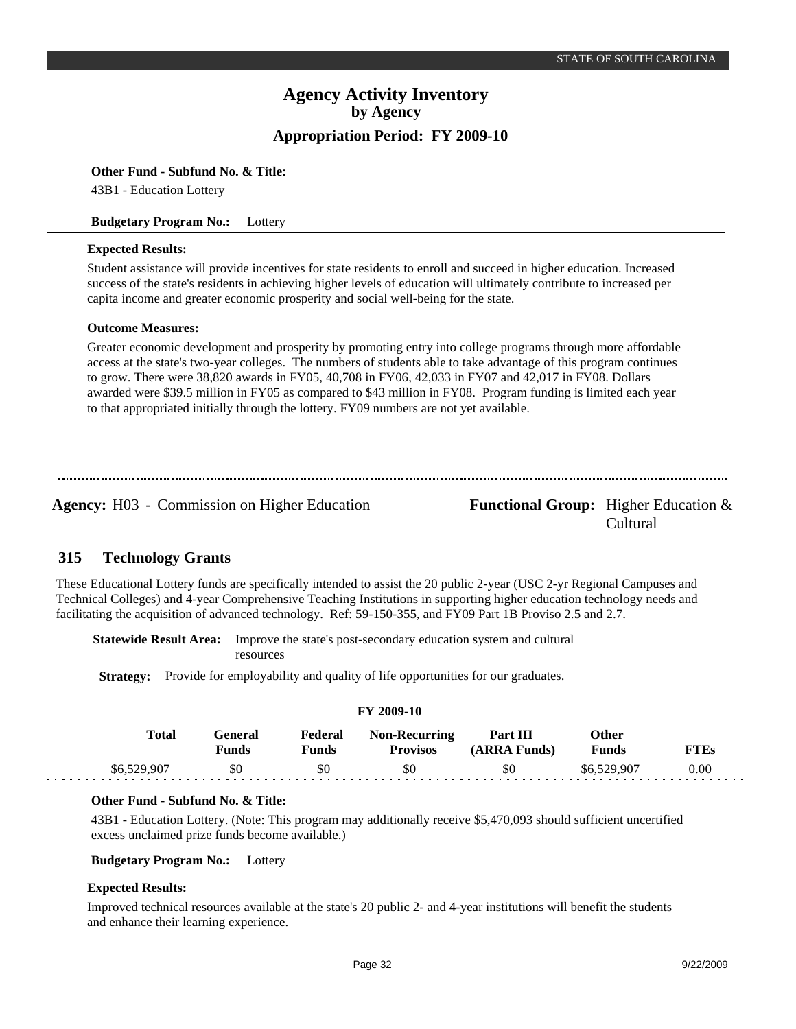**Other Fund - Subfund No. & Title:**

43B1 - Education Lottery

**Budgetary Program No.:** Lottery

**Expected Results:**

Student assistance will provide incentives for state residents to enroll and succeed in higher education. Increased success of the state's residents in achieving higher levels of education will ultimately contribute to increased per capita income and greater economic prosperity and social well-being for the state.

**Outcome Measures:**

Greater economic development and prosperity by promoting entry into college programs through more affordable access at the state's two-year colleges. The numbers of students able to take advantage of this program continues to grow. There were 38,820 awards in FY05, 40,708 in FY06, 42,033 in FY07 and 42,017 in FY08. Dollars awarded were $39.5 million in FY05 as compared to $43 million in FY08. Program funding is limited each year to that appropriated initially through the lottery. FY09 numbers are not yet available.

---

**Agency:** H03 - Commission on Higher Education

**Functional Group:** Higher Education & Cultural

## 315 Technology Grants

These Educational Lottery funds are specifically intended to assist the 20 public 2-year (USC 2-yr Regional Campuses and Technical Colleges) and 4-year Comprehensive Teaching Institutions in supporting higher education technology needs and facilitating the acquisition of advanced technology. Ref: 59-150-355, and FY09 Part 1B Proviso 2.5 and 2.7.

**Statewide Result Area:** Improve the state's post-secondary education system and cultural resources

**Strategy:** Provide for employability and quality of life opportunities for our graduates.

**FY 2009-10**

| Total | General Funds | Federal Funds | Non-Recurring Provisos | Part III (ARRA Funds) | Other Funds | FTEs |
|---|---|---|---|---|---|---|
| $6,529,907 | $0 | $0 | $0 | $0 | $6,529,907 | 0.00 |

**Other Fund - Subfund No. & Title:**

43B1 - Education Lottery. (Note: This program may additionally receive $5,470,093 should sufficient uncertified excess unclaimed prize funds become available.)

**Budgetary Program No.:** Lottery

**Expected Results:**

Improved technical resources available at the state's 20 public 2- and 4-year institutions will benefit the students and enhance their learning experience.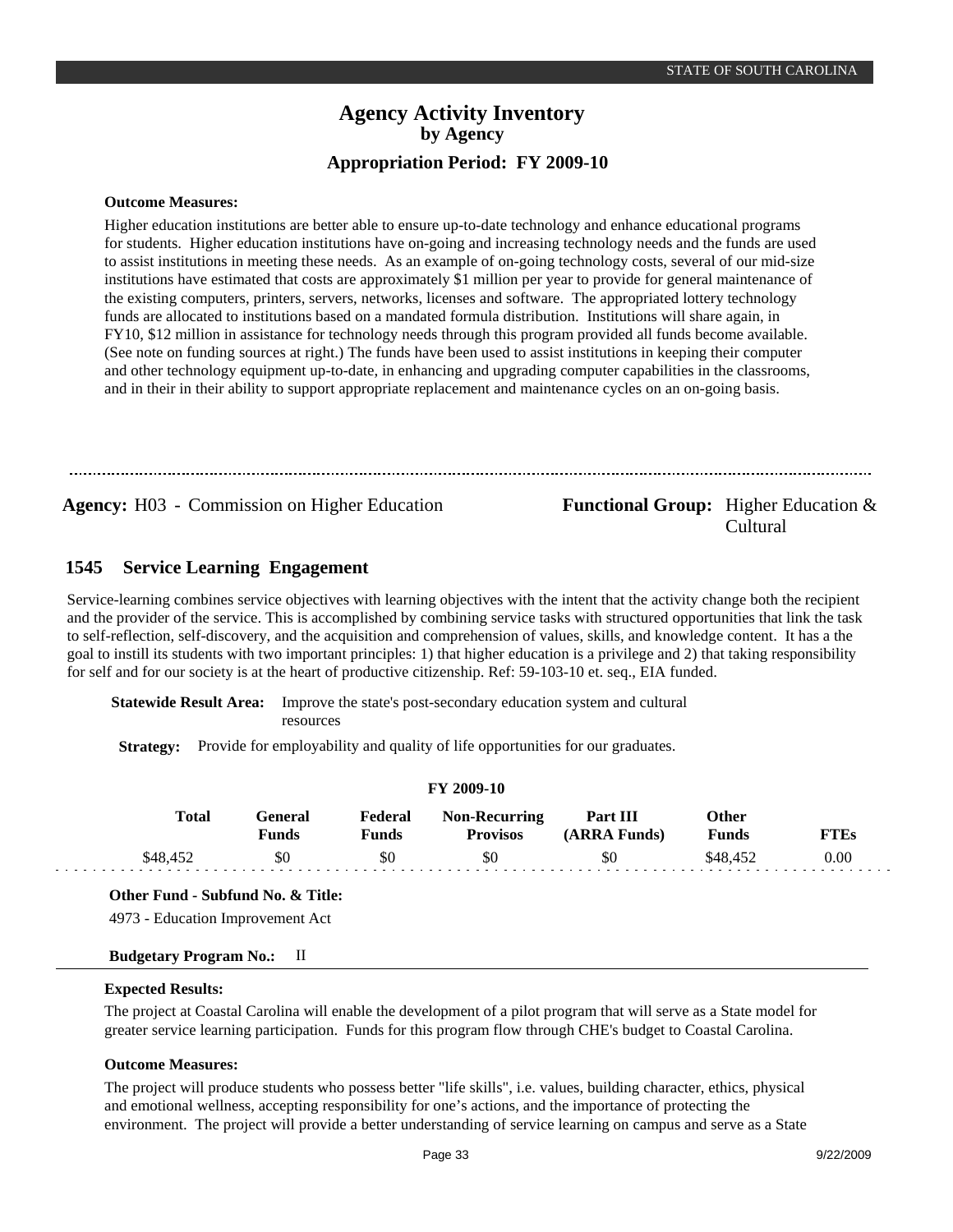**Outcome Measures:**

Higher education institutions are better able to ensure up-to-date technology and enhance educational programs for students. Higher education institutions have on-going and increasing technology needs and the funds are used to assist institutions in meeting these needs. As an example of on-going technology costs, several of our mid-size institutions have estimated that costs are approximately $1 million per year to provide for general maintenance of the existing computers, printers, servers, networks, licenses and software. The appropriated lottery technology funds are allocated to institutions based on a mandated formula distribution. Institutions will share again, in FY10, $12 million in assistance for technology needs through this program provided all funds become available. (See note on funding sources at right.) The funds have been used to assist institutions in keeping their computer and other technology equipment up-to-date, in enhancing and upgrading computer capabilities in the classrooms, and in their in their ability to support appropriate replacement and maintenance cycles on an on-going basis.

---

**Agency:** H03 - Commission on Higher Education

**Functional Group:** Higher Education & Cultural

## 1545 Service Learning Engagement

Service-learning combines service objectives with learning objectives with the intent that the activity change both the recipient and the provider of the service. This is accomplished by combining service tasks with structured opportunities that link the task to self-reflection, self-discovery, and the acquisition and comprehension of values, skills, and knowledge content. It has a the goal to instill its students with two important principles: 1) that higher education is a privilege and 2) that taking responsibility for self and for our society is at the heart of productive citizenship. Ref: 59-103-10 et. seq., EIA funded.

**Statewide Result Area:** Improve the state's post-secondary education system and cultural resources

**Strategy:** Provide for employability and quality of life opportunities for our graduates.

**FY 2009-10**

| Total | General Funds | Federal Funds | Non-Recurring Provisos | Part III (ARRA Funds) | Other Funds | FTEs |
|---|---|---|---|---|---|---|
| $48,452 | $0 | $0 | $0 | $0 | $48,452 | 0.00 |

**Other Fund - Subfund No. & Title:**

4973 - Education Improvement Act

**Budgetary Program No.:** II

**Expected Results:**

The project at Coastal Carolina will enable the development of a pilot program that will serve as a State model for greater service learning participation. Funds for this program flow through CHE's budget to Coastal Carolina.

**Outcome Measures:**

The project will produce students who possess better "life skills", i.e. values, building character, ethics, physical and emotional wellness, accepting responsibility for one’s actions, and the importance of protecting the environment. The project will provide a better understanding of service learning on campus and serve as a State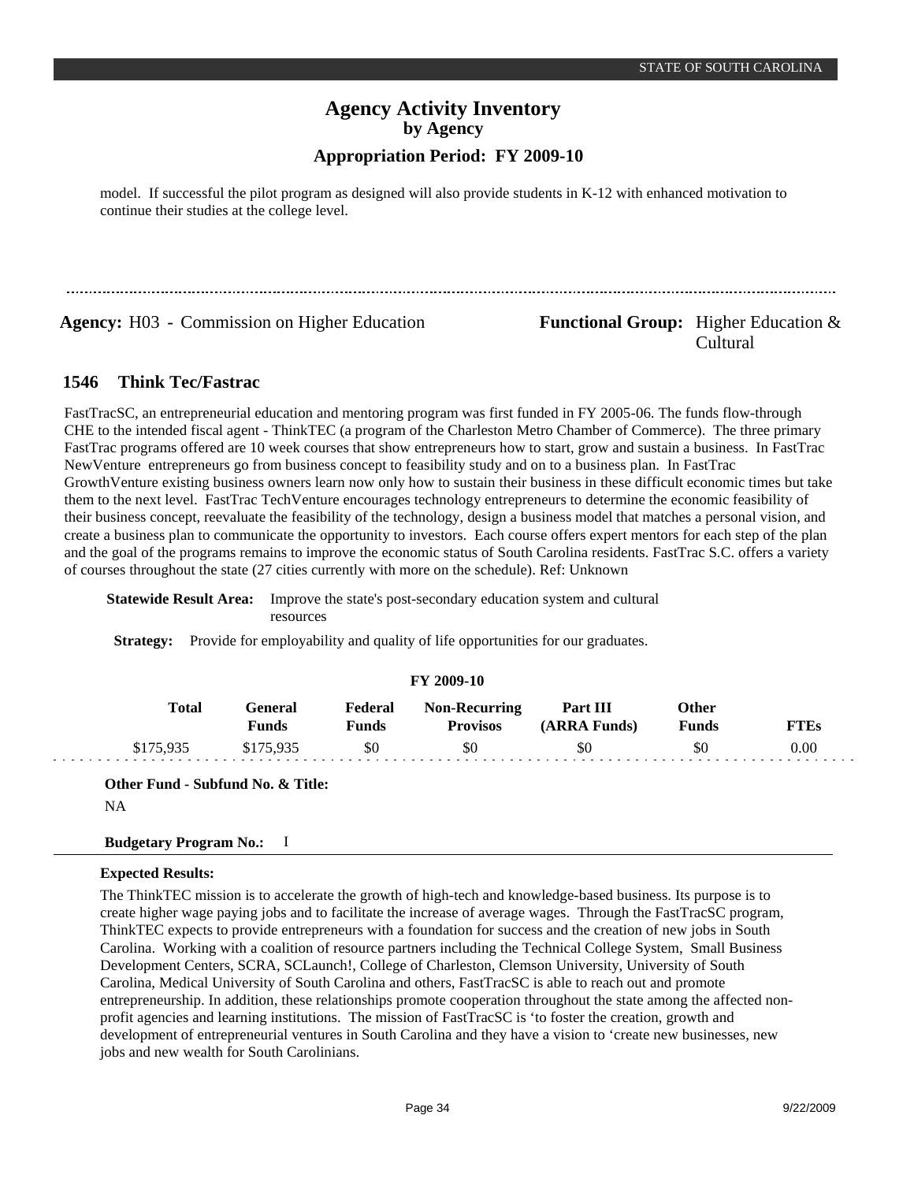model. If successful the pilot program as designed will also provide students in K-12 with enhanced motivation to continue their studies at the college level.

---

**Agency:** H03 - Commission on Higher Education

**Functional Group:** Higher Education & Cultural

## 1546 Think Tec/Fastrac

FastTracSC, an entrepreneurial education and mentoring program was first funded in FY 2005-06. The funds flow-through CHE to the intended fiscal agent - ThinkTEC (a program of the Charleston Metro Chamber of Commerce). The three primary FastTrac programs offered are 10 week courses that show entrepreneurs how to start, grow and sustain a business. In FastTrac NewVenture entrepreneurs go from business concept to feasibility study and on to a business plan. In FastTrac GrowthVenture existing business owners learn now only how to sustain their business in these difficult economic times but take them to the next level. FastTrac TechVenture encourages technology entrepreneurs to determine the economic feasibility of their business concept, reevaluate the feasibility of the technology, design a business model that matches a personal vision, and create a business plan to communicate the opportunity to investors. Each course offers expert mentors for each step of the plan and the goal of the programs remains to improve the economic status of South Carolina residents. FastTrac S.C. offers a variety of courses throughout the state (27 cities currently with more on the schedule). Ref: Unknown

**Statewide Result Area:** Improve the state's post-secondary education system and cultural resources

**Strategy:** Provide for employability and quality of life opportunities for our graduates.

**FY 2009-10**

| Total | General Funds | Federal Funds | Non-Recurring Provisos | Part III (ARRA Funds) | Other Funds | FTEs |
|---|---|---|---|---|---|---|
| $175,935 | $175,935 | $0 | $0 | $0 | $0 | 0.00 |

**Other Fund - Subfund No. & Title:**

NA

**Budgetary Program No.:** I

**Expected Results:**

The ThinkTEC mission is to accelerate the growth of high-tech and knowledge-based business. Its purpose is to create higher wage paying jobs and to facilitate the increase of average wages. Through the FastTracSC program, ThinkTEC expects to provide entrepreneurs with a foundation for success and the creation of new jobs in South Carolina. Working with a coalition of resource partners including the Technical College System, Small Business Development Centers, SCRA, SCLaunch!, College of Charleston, Clemson University, University of South Carolina, Medical University of South Carolina and others, FastTracSC is able to reach out and promote entrepreneurship. In addition, these relationships promote cooperation throughout the state among the affected non-profit agencies and learning institutions. The mission of FastTracSC is 'to foster the creation, growth and development of entrepreneurial ventures in South Carolina and they have a vision to 'create new businesses, new jobs and new wealth for South Carolinians.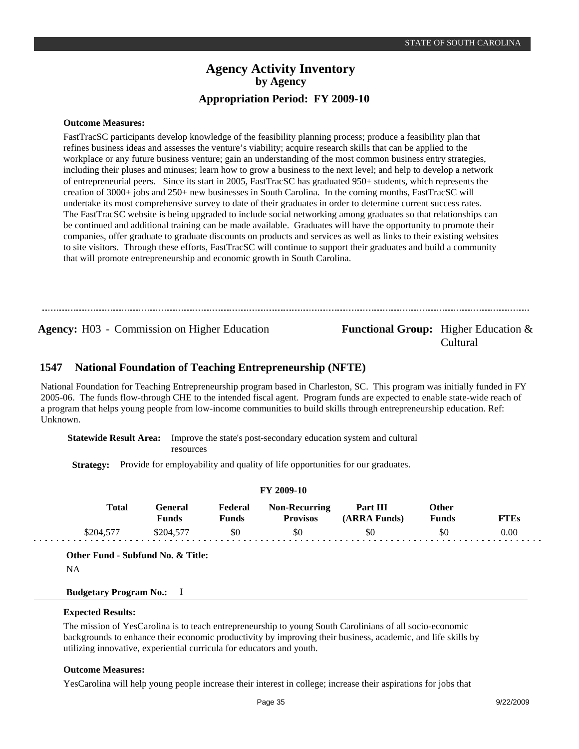**Outcome Measures:**

FastTracSC participants develop knowledge of the feasibility planning process; produce a feasibility plan that refines business ideas and assesses the venture's viability; acquire research skills that can be applied to the workplace or any future business venture; gain an understanding of the most common business entry strategies, including their pluses and minuses; learn how to grow a business to the next level; and help to develop a network of entrepreneurial peers. Since its start in 2005, FastTracSC has graduated 950+ students, which represents the creation of 3000+ jobs and 250+ new businesses in South Carolina. In the coming months, FastTracSC will undertake its most comprehensive survey to date of their graduates in order to determine current success rates. The FastTracSC website is being upgraded to include social networking among graduates so that relationships can be continued and additional training can be made available. Graduates will have the opportunity to promote their companies, offer graduate to graduate discounts on products and services as well as links to their existing websites to site visitors. Through these efforts, FastTracSC will continue to support their graduates and build a community that will promote entrepreneurship and economic growth in South Carolina.

---

**Agency:** H03 - Commission on Higher Education **Functional Group:** Higher Education & Cultural

## 1547 National Foundation of Teaching Entrepreneurship (NFTE)

National Foundation for Teaching Entrepreneurship program based in Charleston, SC. This program was initially funded in FY 2005-06. The funds flow-through CHE to the intended fiscal agent. Program funds are expected to enable state-wide reach of a program that helps young people from low-income communities to build skills through entrepreneurship education. Ref: Unknown.

**Statewide Result Area:** Improve the state's post-secondary education system and cultural resources

**Strategy:** Provide for employability and quality of life opportunities for our graduates.

**FY 2009-10**

| Total | General Funds | Federal Funds | Non-Recurring Provisos | Part III (ARRA Funds) | Other Funds | FTEs |
|---|---|---|---|---|---|---|
| $204,577 | $204,577 | $0 | $0 | $0 | $0 | 0.00 |

**Other Fund - Subfund No. & Title:**

NA

**Budgetary Program No.:** I

**Expected Results:**

The mission of YesCarolina is to teach entrepreneurship to young South Carolinians of all socio-economic backgrounds to enhance their economic productivity by improving their business, academic, and life skills by utilizing innovative, experiential curricula for educators and youth.

**Outcome Measures:**

YesCarolina will help young people increase their interest in college; increase their aspirations for jobs that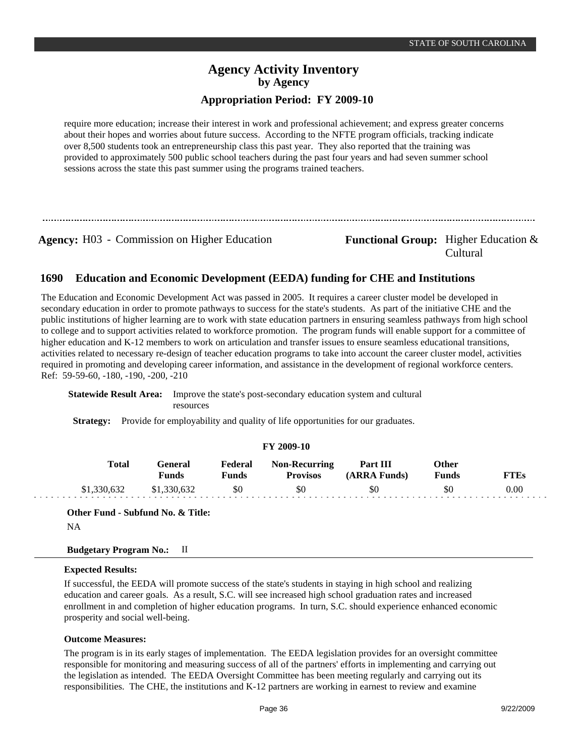require more education; increase their interest in work and professional achievement; and express greater concerns about their hopes and worries about future success. According to the NFTE program officials, tracking indicate over 8,500 students took an entrepreneurship class this past year. They also reported that the training was provided to approximately 500 public school teachers during the past four years and had seven summer school sessions across the state this past summer using the programs trained teachers.

---

**Agency:** H03 - Commission on Higher Education

**Functional Group:** Higher Education & Cultural

## 1690 Education and Economic Development (EEDA) funding for CHE and Institutions

The Education and Economic Development Act was passed in 2005. It requires a career cluster model be developed in secondary education in order to promote pathways to success for the state's students. As part of the initiative CHE and the public institutions of higher learning are to work with state education partners in ensuring seamless pathways from high school to college and to support activities related to workforce promotion. The program funds will enable support for a committee of higher education and K-12 members to work on articulation and transfer issues to ensure seamless educational transitions, activities related to necessary re-design of teacher education programs to take into account the career cluster model, activities required in promoting and developing career information, and assistance in the development of regional workforce centers. Ref: 59-59-60, -180, -190, -200, -210

**Statewide Result Area:** Improve the state's post-secondary education system and cultural resources

**Strategy:** Provide for employability and quality of life opportunities for our graduates.

**FY 2009-10**

| Total | General Funds | Federal Funds | Non-Recurring Provisos | Part III (ARRA Funds) | Other Funds | FTEs |
|---|---|---|---|---|---|---|
| $1,330,632 | $1,330,632 | $0 | $0 | $0 | $0 | 0.00 |

**Other Fund - Subfund No. & Title:**

NA

**Budgetary Program No.:** II

**Expected Results:**

If successful, the EEDA will promote success of the state's students in staying in high school and realizing education and career goals. As a result, S.C. will see increased high school graduation rates and increased enrollment in and completion of higher education programs. In turn, S.C. should experience enhanced economic prosperity and social well-being.

**Outcome Measures:**

The program is in its early stages of implementation. The EEDA legislation provides for an oversight committee responsible for monitoring and measuring success of all of the partners' efforts in implementing and carrying out the legislation as intended. The EEDA Oversight Committee has been meeting regularly and carrying out its responsibilities. The CHE, the institutions and K-12 partners are working in earnest to review and examine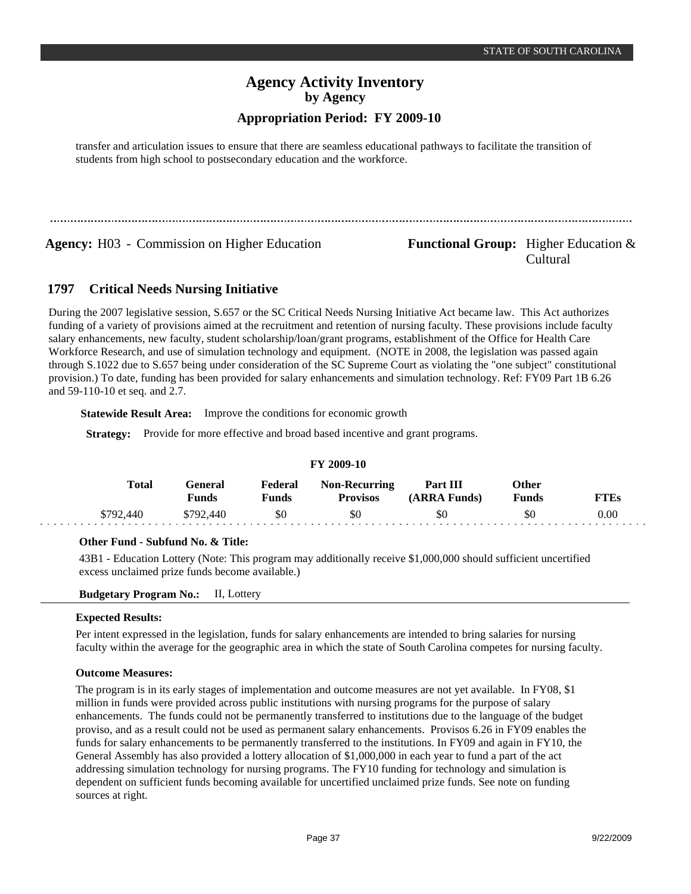transfer and articulation issues to ensure that there are seamless educational pathways to facilitate the transition of students from high school to postsecondary education and the workforce.

**Agency:** H03 - Commission on Higher Education

**Functional Group:** Higher Education & Cultural

## 1797 Critical Needs Nursing Initiative

During the 2007 legislative session, S.657 or the SC Critical Needs Nursing Initiative Act became law. This Act authorizes funding of a variety of provisions aimed at the recruitment and retention of nursing faculty. These provisions include faculty salary enhancements, new faculty, student scholarship/loan/grant programs, establishment of the Office for Health Care Workforce Research, and use of simulation technology and equipment. (NOTE in 2008, the legislation was passed again through S.1022 due to S.657 being under consideration of the SC Supreme Court as violating the "one subject" constitutional provision.) To date, funding has been provided for salary enhancements and simulation technology. Ref: FY09 Part 1B 6.26 and 59-110-10 et seq. and 2.7.

**Statewide Result Area:** Improve the conditions for economic growth

**Strategy:** Provide for more effective and broad based incentive and grant programs.

**FY 2009-10**

| Total | General Funds | Federal Funds | Non-Recurring Provisos | Part III (ARRA Funds) | Other Funds | FTEs |
|---|---|---|---|---|---|---|
| $792,440 | $792,440 | $0 | $0 | $0 | $0 | 0.00 |

**Other Fund - Subfund No. & Title:**

43B1 - Education Lottery (Note: This program may additionally receive $1,000,000 should sufficient uncertified excess unclaimed prize funds become available.)

**Budgetary Program No.:** II, Lottery

**Expected Results:**

Per intent expressed in the legislation, funds for salary enhancements are intended to bring salaries for nursing faculty within the average for the geographic area in which the state of South Carolina competes for nursing faculty.

**Outcome Measures:**

The program is in its early stages of implementation and outcome measures are not yet available. In FY08, $1 million in funds were provided across public institutions with nursing programs for the purpose of salary enhancements. The funds could not be permanently transferred to institutions due to the language of the budget proviso, and as a result could not be used as permanent salary enhancements. Provisos 6.26 in FY09 enables the funds for salary enhancements to be permanently transferred to the institutions. In FY09 and again in FY10, the General Assembly has also provided a lottery allocation of $1,000,000 in each year to fund a part of the act addressing simulation technology for nursing programs. The FY10 funding for technology and simulation is dependent on sufficient funds becoming available for uncertified unclaimed prize funds. See note on funding sources at right.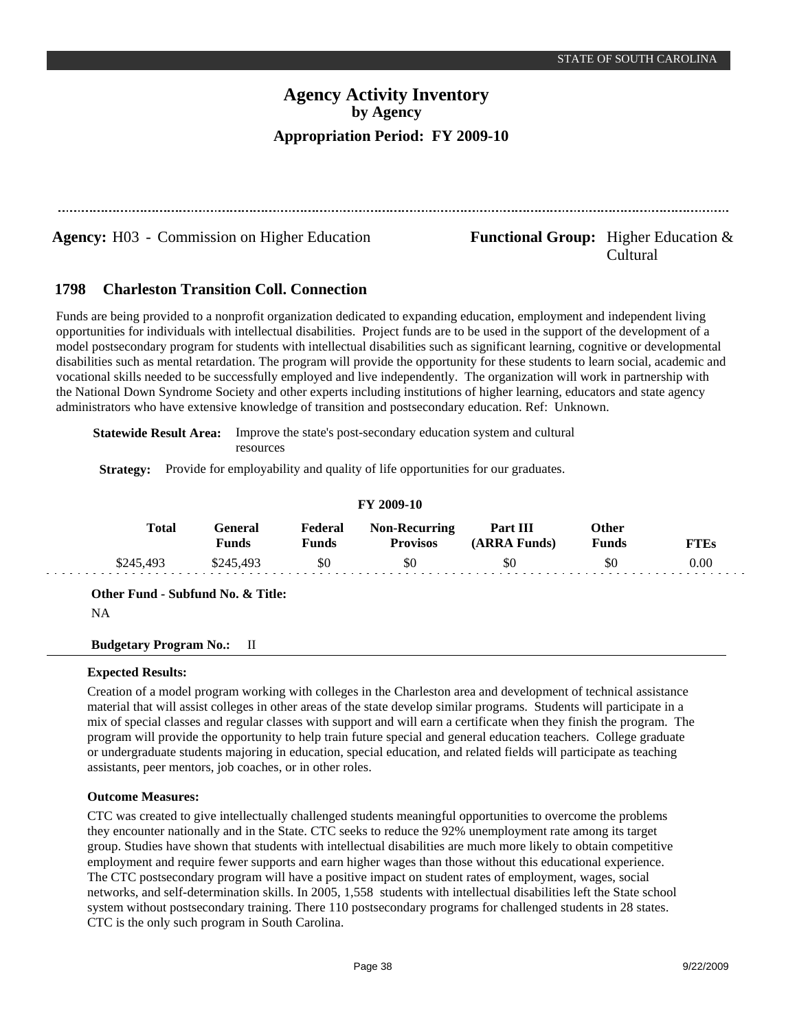# Agency Activity Inventory
## by Agency
### Appropriation Period: FY 2009-10

**Agency:** H03 - Commission on Higher Education

**Functional Group:** Higher Education & Cultural

## 1798 Charleston Transition Coll. Connection

Funds are being provided to a nonprofit organization dedicated to expanding education, employment and independent living opportunities for individuals with intellectual disabilities. Project funds are to be used in the support of the development of a model postsecondary program for students with intellectual disabilities such as significant learning, cognitive or developmental disabilities such as mental retardation. The program will provide the opportunity for these students to learn social, academic and vocational skills needed to be successfully employed and live independently. The organization will work in partnership with the National Down Syndrome Society and other experts including institutions of higher learning, educators and state agency administrators who have extensive knowledge of transition and postsecondary education. Ref: Unknown.

**Statewide Result Area:** Improve the state's post-secondary education system and cultural resources

**Strategy:** Provide for employability and quality of life opportunities for our graduates.

**FY 2009-10**

| Total | General Funds | Federal Funds | Non-Recurring Provisos | Part III (ARRA Funds) | Other Funds | FTEs |
|---|---|---|---|---|---|---|
| $245,493 | $245,493 | $0 | $0 | $0 | $0 | 0.00 |

**Other Fund - Subfund No. & Title:**

NA

**Budgetary Program No.:** II

**Expected Results:**

Creation of a model program working with colleges in the Charleston area and development of technical assistance material that will assist colleges in other areas of the state develop similar programs. Students will participate in a mix of special classes and regular classes with support and will earn a certificate when they finish the program. The program will provide the opportunity to help train future special and general education teachers. College graduate or undergraduate students majoring in education, special education, and related fields will participate as teaching assistants, peer mentors, job coaches, or in other roles.

**Outcome Measures:**

CTC was created to give intellectually challenged students meaningful opportunities to overcome the problems they encounter nationally and in the State. CTC seeks to reduce the 92% unemployment rate among its target group. Studies have shown that students with intellectual disabilities are much more likely to obtain competitive employment and require fewer supports and earn higher wages than those without this educational experience. The CTC postsecondary program will have a positive impact on student rates of employment, wages, social networks, and self-determination skills. In 2005, 1,558 students with intellectual disabilities left the State school system without postsecondary training. There 110 postsecondary programs for challenged students in 28 states. CTC is the only such program in South Carolina.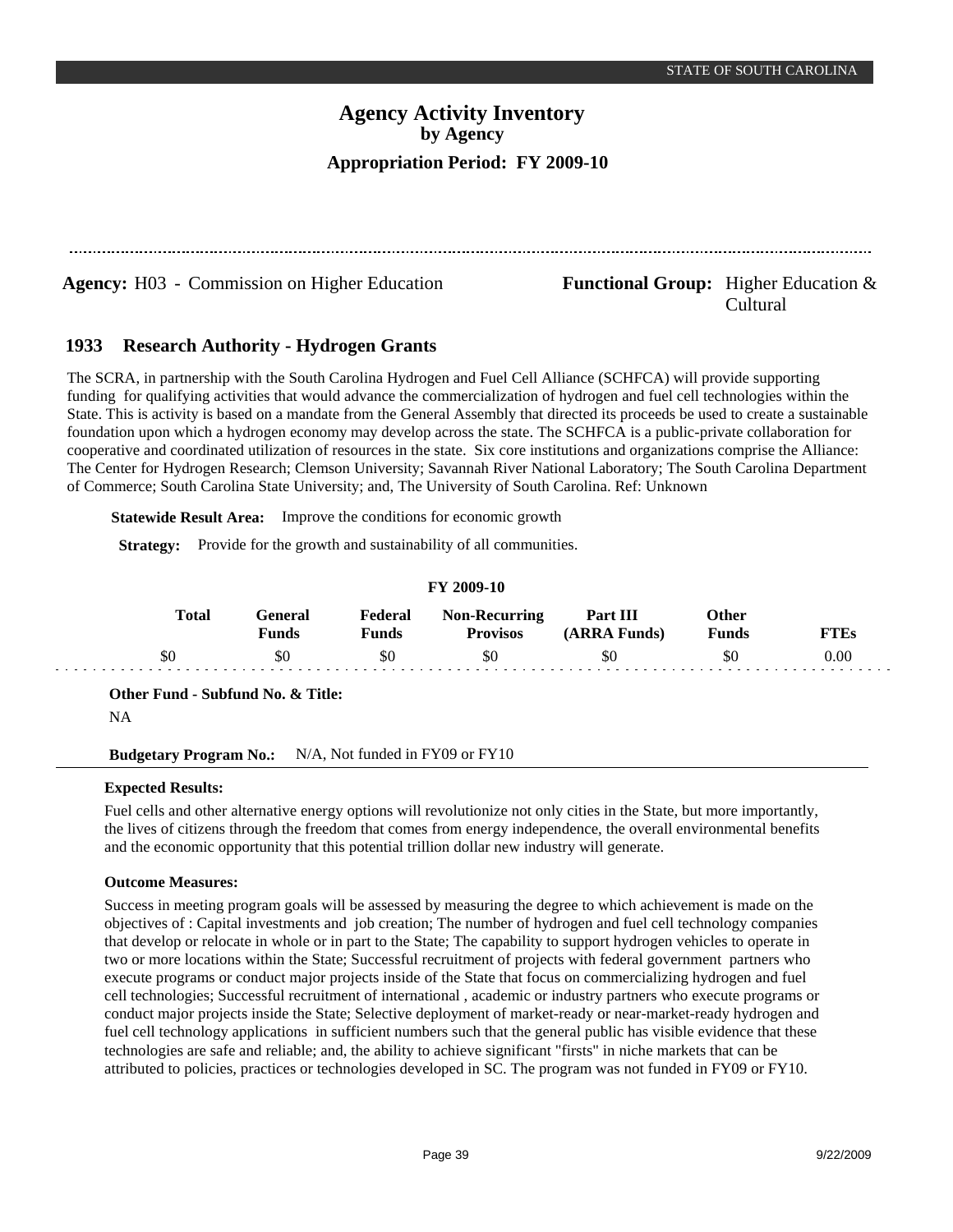# Agency Activity Inventory
## by Agency
### Appropriation Period: FY 2009-10

**Agency:** H03 - Commission on Higher Education

**Functional Group:** Higher Education & Cultural

### 1933 Research Authority - Hydrogen Grants

The SCRA, in partnership with the South Carolina Hydrogen and Fuel Cell Alliance (SCHFCA) will provide supporting funding for qualifying activities that would advance the commercialization of hydrogen and fuel cell technologies within the State. This is activity is based on a mandate from the General Assembly that directed its proceeds be used to create a sustainable foundation upon which a hydrogen economy may develop across the state. The SCHFCA is a public-private collaboration for cooperative and coordinated utilization of resources in the state. Six core institutions and organizations comprise the Alliance: The Center for Hydrogen Research; Clemson University; Savannah River National Laboratory; The South Carolina Department of Commerce; South Carolina State University; and, The University of South Carolina. Ref: Unknown

**Statewide Result Area:** Improve the conditions for economic growth

**Strategy:** Provide for the growth and sustainability of all communities.

FY 2009-10

| Total | General Funds | Federal Funds | Non-Recurring Provisos | Part III (ARRA Funds) | Other Funds | FTEs |
|---|---|---|---|---|---|---|
| $0 | $0 | $0 | $0 | $0 | $0 | 0.00 |

**Other Fund - Subfund No. & Title:**

NA

**Budgetary Program No.:** N/A, Not funded in FY09 or FY10

**Expected Results:**

Fuel cells and other alternative energy options will revolutionize not only cities in the State, but more importantly, the lives of citizens through the freedom that comes from energy independence, the overall environmental benefits and the economic opportunity that this potential trillion dollar new industry will generate.

**Outcome Measures:**

Success in meeting program goals will be assessed by measuring the degree to which achievement is made on the objectives of : Capital investments and job creation; The number of hydrogen and fuel cell technology companies that develop or relocate in whole or in part to the State; The capability to support hydrogen vehicles to operate in two or more locations within the State; Successful recruitment of projects with federal government partners who execute programs or conduct major projects inside of the State that focus on commercializing hydrogen and fuel cell technologies; Successful recruitment of international , academic or industry partners who execute programs or conduct major projects inside the State; Selective deployment of market-ready or near-market-ready hydrogen and fuel cell technology applications in sufficient numbers such that the general public has visible evidence that these technologies are safe and reliable; and, the ability to achieve significant "firsts" in niche markets that can be attributed to policies, practices or technologies developed in SC. The program was not funded in FY09 or FY10.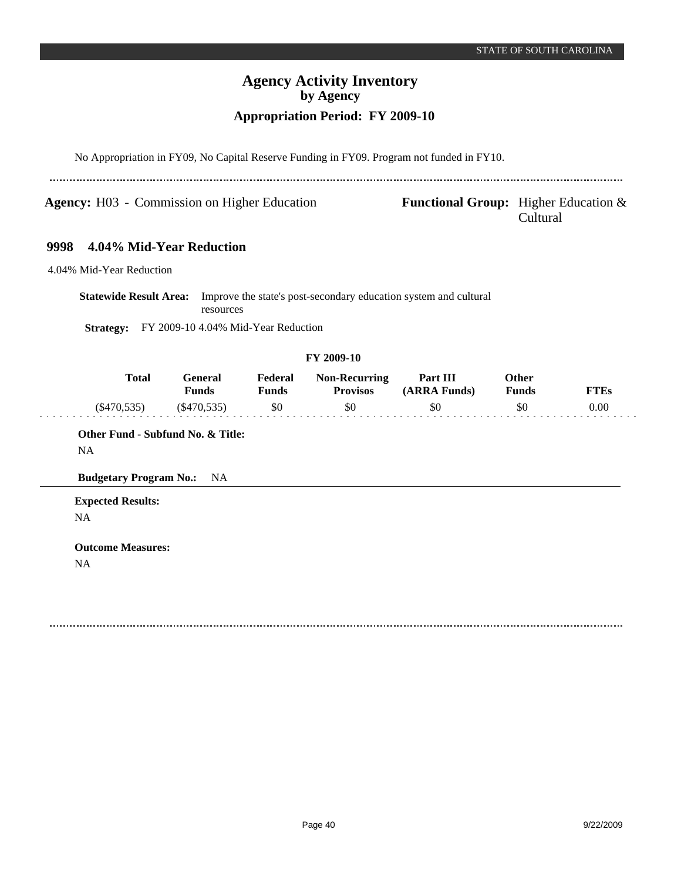No Appropriation in FY09, No Capital Reserve Funding in FY09. Program not funded in FY10.

---

**Agency:** H03 - Commission on Higher Education

**Functional Group:** Higher Education & Cultural

## 9998 4.04% Mid-Year Reduction

4.04% Mid-Year Reduction

**Statewide Result Area:** Improve the state's post-secondary education system and cultural resources

**Strategy:** FY 2009-10 4.04% Mid-Year Reduction

**FY 2009-10**

| Total | General Funds | Federal Funds | Non-Recurring Provisos | Part III (ARRA Funds) | Other Funds | FTEs |
|---|---|---|---|---|---|---|
| ($470,535) | ($470,535) | $0 | $0 | $0 | $0 | 0.00 |

**Other Fund - Subfund No. & Title:**

NA

**Budgetary Program No.:** NA

**Expected Results:**

NA

**Outcome Measures:**

NA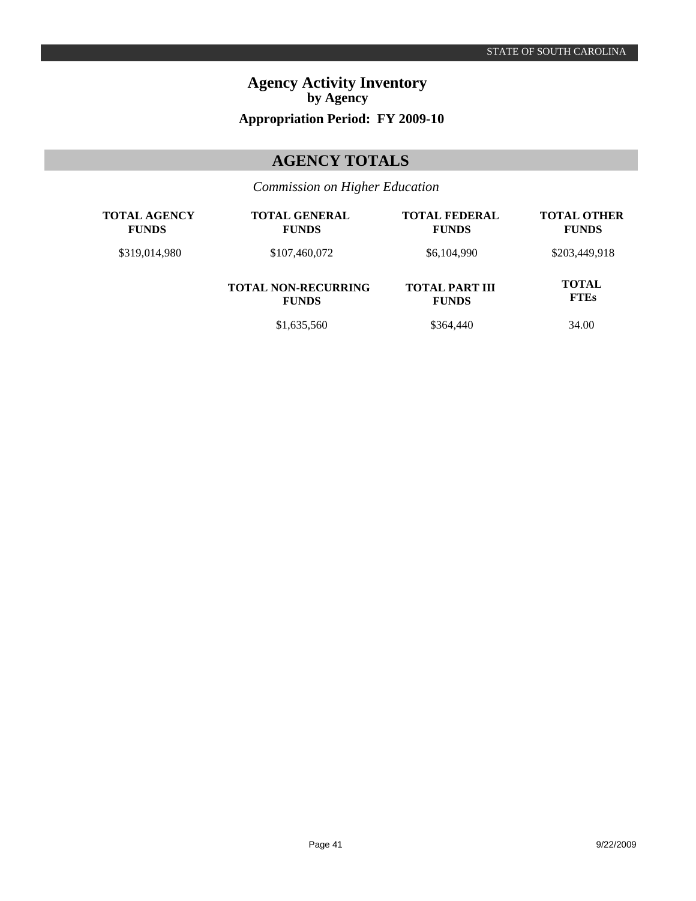# Agency Activity Inventory
### by Agency
### Appropriation Period: FY 2009-10

## AGENCY TOTALS

*Commission on Higher Education*

| TOTAL AGENCY FUNDS | TOTAL GENERAL FUNDS | TOTAL FEDERAL FUNDS | TOTAL OTHER FUNDS |
|---|---|---|---|
| $319,014,980 | $107,460,072 | $6,104,990 | $203,449,918 |

| | TOTAL NON-RECURRING FUNDS | TOTAL PART III FUNDS | TOTAL FTEs |
|---|---|---|---|
| | $1,635,560 | $364,440 | 34.00 |